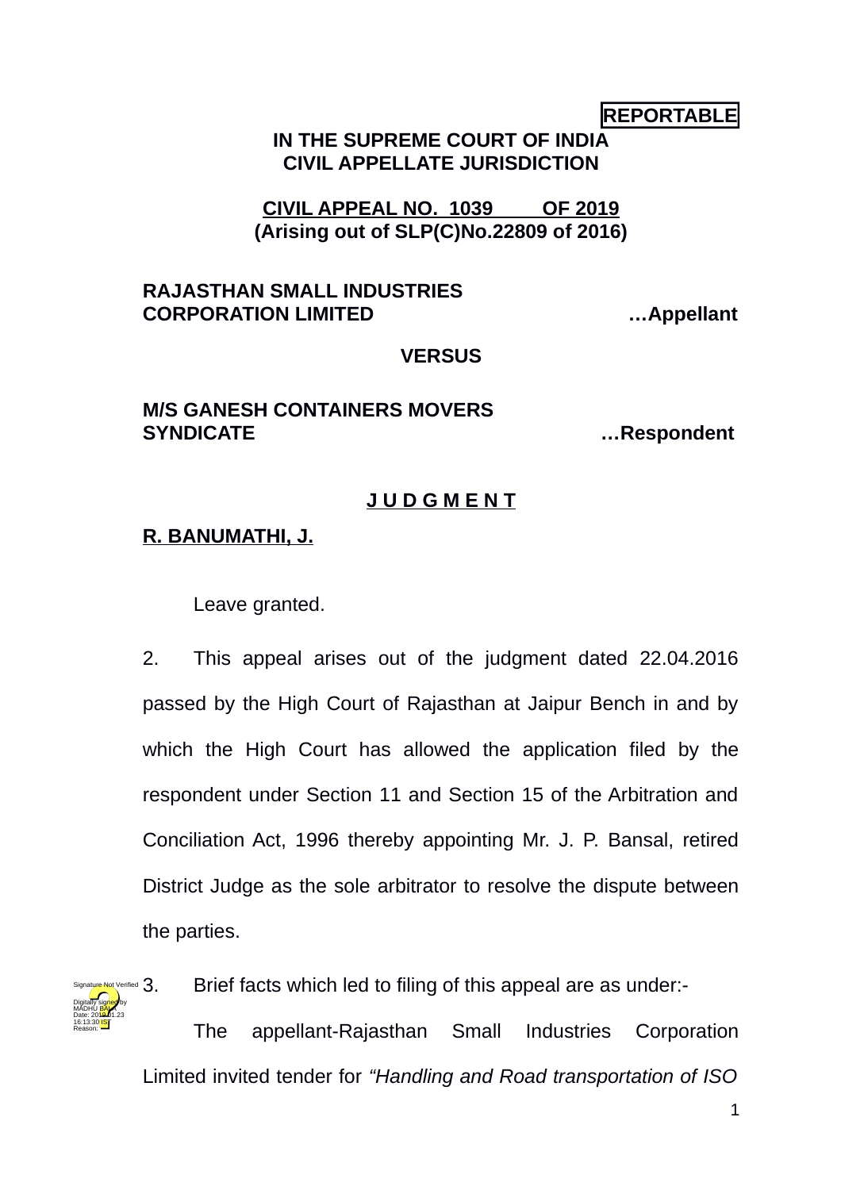**REPORTABLE**

**IN THE SUPREME COURT OF INDIA**
**CIVIL APPELLATE JURISDICTION**

**CIVIL APPEAL NO. 1039 OF 2019**
**(Arising out of SLP(C)No.22809 of 2016)**

**RAJASTHAN SMALL INDUSTRIES CORPORATION LIMITED …Appellant**

**VERSUS**

**M/S GANESH CONTAINERS MOVERS SYNDICATE …Respondent**

**J U D G M E N T**

**R. BANUMATHI, J.**

Leave granted.

2. This appeal arises out of the judgment dated 22.04.2016 passed by the High Court of Rajasthan at Jaipur Bench in and by which the High Court has allowed the application filed by the respondent under Section 11 and Section 15 of the Arbitration and Conciliation Act, 1996 thereby appointing Mr. J. P. Bansal, retired District Judge as the sole arbitrator to resolve the dispute between the parties.

3. Brief facts which led to filing of this appeal are as under:-

The appellant-Rajasthan Small Industries Corporation Limited invited tender for *"Handling and Road transportation of ISO*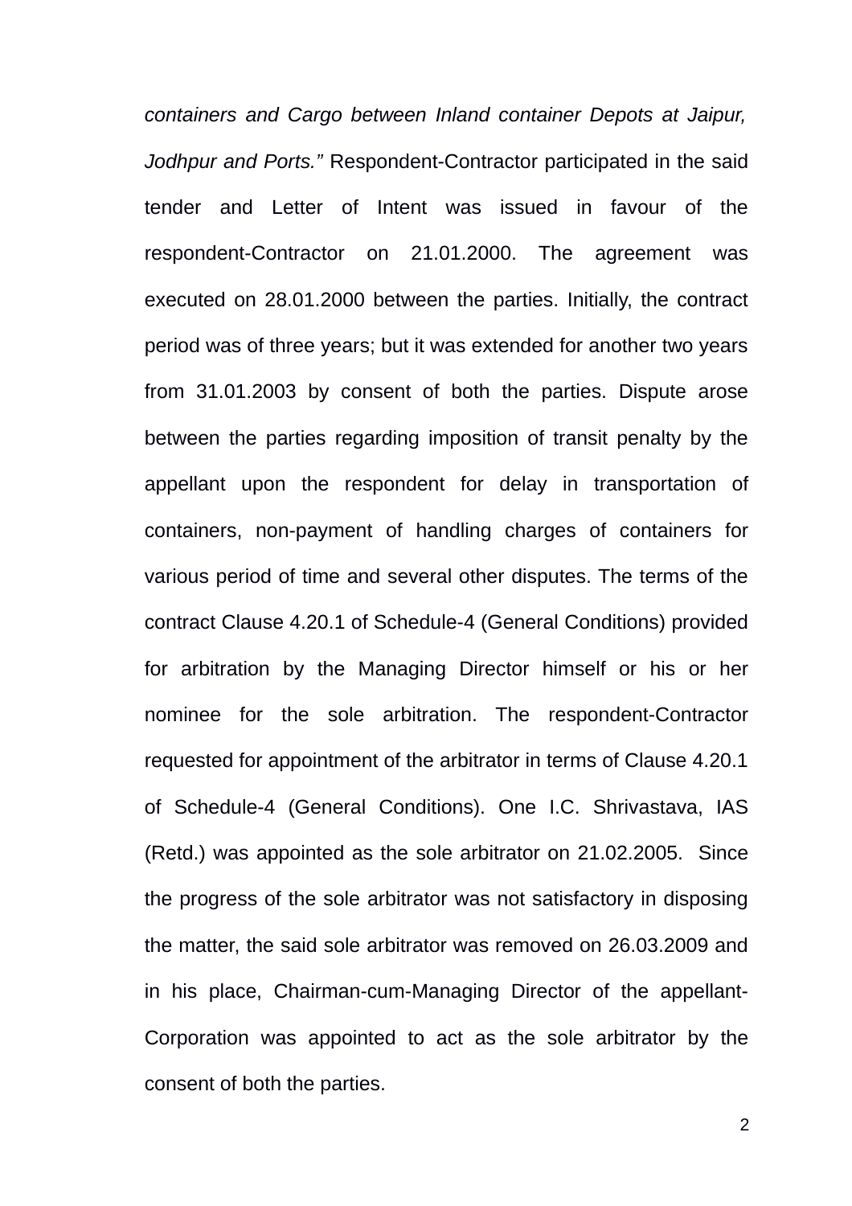*containers and Cargo between Inland container Depots at Jaipur, Jodhpur and Ports."* Respondent-Contractor participated in the said tender and Letter of Intent was issued in favour of the respondent-Contractor on 21.01.2000. The agreement was executed on 28.01.2000 between the parties. Initially, the contract period was of three years; but it was extended for another two years from 31.01.2003 by consent of both the parties. Dispute arose between the parties regarding imposition of transit penalty by the appellant upon the respondent for delay in transportation of containers, non-payment of handling charges of containers for various period of time and several other disputes. The terms of the contract Clause 4.20.1 of Schedule-4 (General Conditions) provided for arbitration by the Managing Director himself or his or her nominee for the sole arbitration. The respondent-Contractor requested for appointment of the arbitrator in terms of Clause 4.20.1 of Schedule-4 (General Conditions). One I.C. Shrivastava, IAS (Retd.) was appointed as the sole arbitrator on 21.02.2005. Since the progress of the sole arbitrator was not satisfactory in disposing the matter, the said sole arbitrator was removed on 26.03.2009 and in his place, Chairman-cum-Managing Director of the appellant-Corporation was appointed to act as the sole arbitrator by the consent of both the parties.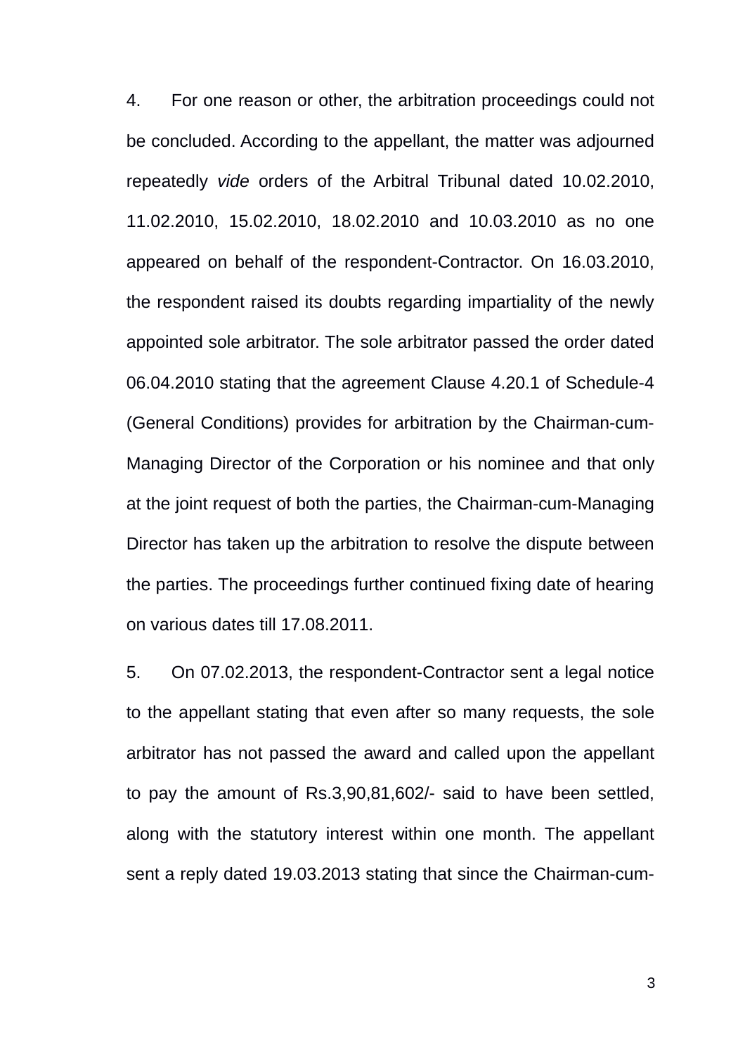4. For one reason or other, the arbitration proceedings could not be concluded. According to the appellant, the matter was adjourned repeatedly *vide* orders of the Arbitral Tribunal dated 10.02.2010, 11.02.2010, 15.02.2010, 18.02.2010 and 10.03.2010 as no one appeared on behalf of the respondent-Contractor. On 16.03.2010, the respondent raised its doubts regarding impartiality of the newly appointed sole arbitrator. The sole arbitrator passed the order dated 06.04.2010 stating that the agreement Clause 4.20.1 of Schedule-4 (General Conditions) provides for arbitration by the Chairman-cum-Managing Director of the Corporation or his nominee and that only at the joint request of both the parties, the Chairman-cum-Managing Director has taken up the arbitration to resolve the dispute between the parties. The proceedings further continued fixing date of hearing on various dates till 17.08.2011.

5. On 07.02.2013, the respondent-Contractor sent a legal notice to the appellant stating that even after so many requests, the sole arbitrator has not passed the award and called upon the appellant to pay the amount of Rs.3,90,81,602/- said to have been settled, along with the statutory interest within one month. The appellant sent a reply dated 19.03.2013 stating that since the Chairman-cum-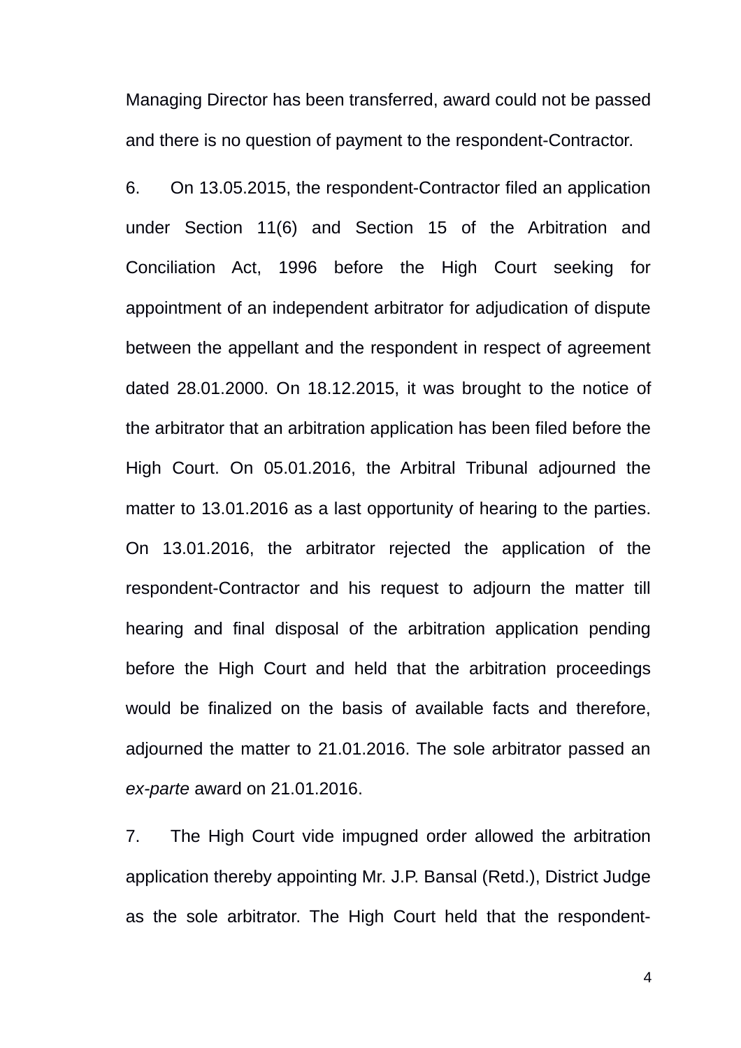Managing Director has been transferred, award could not be passed and there is no question of payment to the respondent-Contractor.

6. On 13.05.2015, the respondent-Contractor filed an application under Section 11(6) and Section 15 of the Arbitration and Conciliation Act, 1996 before the High Court seeking for appointment of an independent arbitrator for adjudication of dispute between the appellant and the respondent in respect of agreement dated 28.01.2000. On 18.12.2015, it was brought to the notice of the arbitrator that an arbitration application has been filed before the High Court. On 05.01.2016, the Arbitral Tribunal adjourned the matter to 13.01.2016 as a last opportunity of hearing to the parties. On 13.01.2016, the arbitrator rejected the application of the respondent-Contractor and his request to adjourn the matter till hearing and final disposal of the arbitration application pending before the High Court and held that the arbitration proceedings would be finalized on the basis of available facts and therefore, adjourned the matter to 21.01.2016. The sole arbitrator passed an *ex-parte* award on 21.01.2016.

7. The High Court vide impugned order allowed the arbitration application thereby appointing Mr. J.P. Bansal (Retd.), District Judge as the sole arbitrator. The High Court held that the respondent-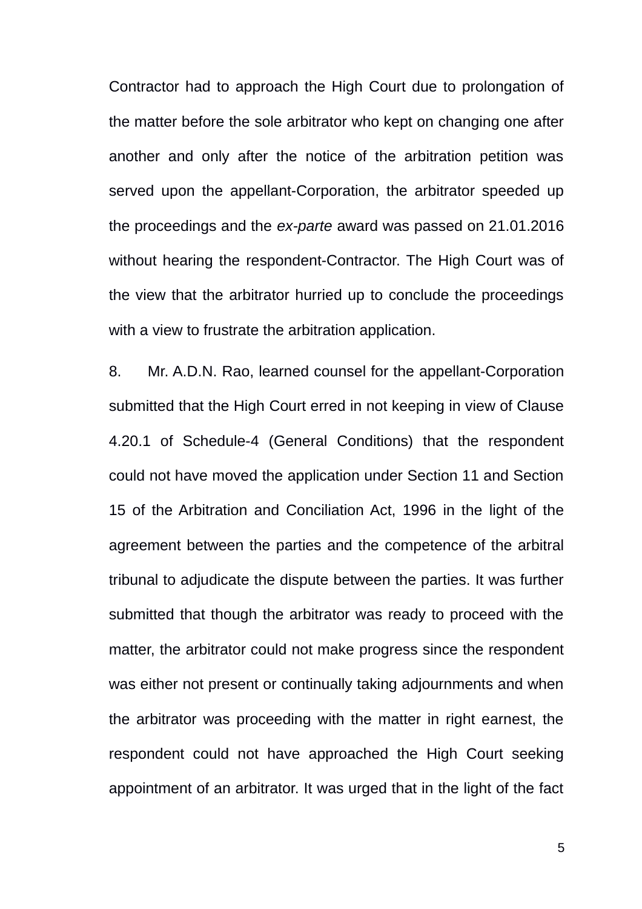Contractor had to approach the High Court due to prolongation of the matter before the sole arbitrator who kept on changing one after another and only after the notice of the arbitration petition was served upon the appellant-Corporation, the arbitrator speeded up the proceedings and the *ex-parte* award was passed on 21.01.2016 without hearing the respondent-Contractor. The High Court was of the view that the arbitrator hurried up to conclude the proceedings with a view to frustrate the arbitration application.

8. Mr. A.D.N. Rao, learned counsel for the appellant-Corporation submitted that the High Court erred in not keeping in view of Clause 4.20.1 of Schedule-4 (General Conditions) that the respondent could not have moved the application under Section 11 and Section 15 of the Arbitration and Conciliation Act, 1996 in the light of the agreement between the parties and the competence of the arbitral tribunal to adjudicate the dispute between the parties. It was further submitted that though the arbitrator was ready to proceed with the matter, the arbitrator could not make progress since the respondent was either not present or continually taking adjournments and when the arbitrator was proceeding with the matter in right earnest, the respondent could not have approached the High Court seeking appointment of an arbitrator. It was urged that in the light of the fact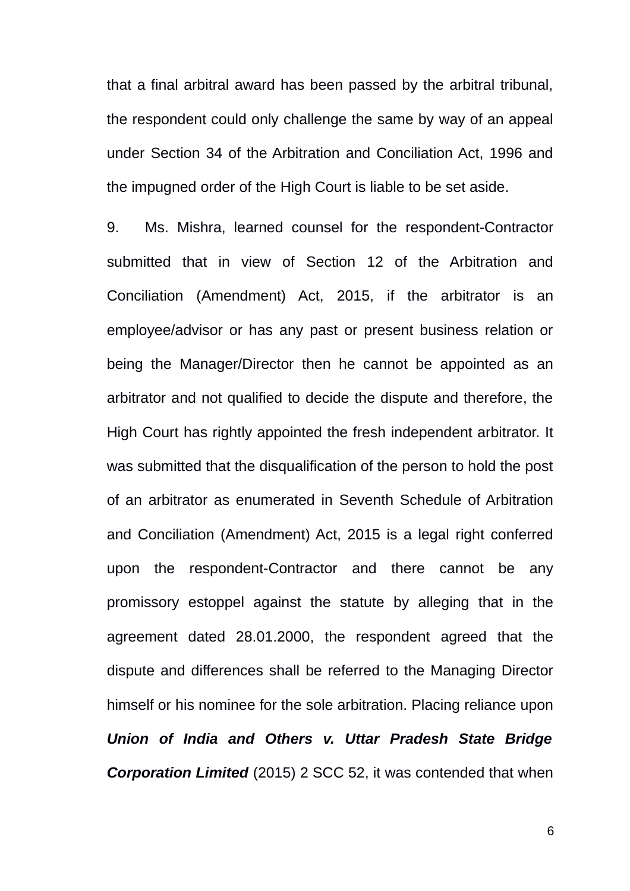that a final arbitral award has been passed by the arbitral tribunal, the respondent could only challenge the same by way of an appeal under Section 34 of the Arbitration and Conciliation Act, 1996 and the impugned order of the High Court is liable to be set aside.

9. Ms. Mishra, learned counsel for the respondent-Contractor submitted that in view of Section 12 of the Arbitration and Conciliation (Amendment) Act, 2015, if the arbitrator is an employee/advisor or has any past or present business relation or being the Manager/Director then he cannot be appointed as an arbitrator and not qualified to decide the dispute and therefore, the High Court has rightly appointed the fresh independent arbitrator. It was submitted that the disqualification of the person to hold the post of an arbitrator as enumerated in Seventh Schedule of Arbitration and Conciliation (Amendment) Act, 2015 is a legal right conferred upon the respondent-Contractor and there cannot be any promissory estoppel against the statute by alleging that in the agreement dated 28.01.2000, the respondent agreed that the dispute and differences shall be referred to the Managing Director himself or his nominee for the sole arbitration. Placing reliance upon ***Union of India and Others v. Uttar Pradesh State Bridge Corporation Limited*** (2015) 2 SCC 52, it was contended that when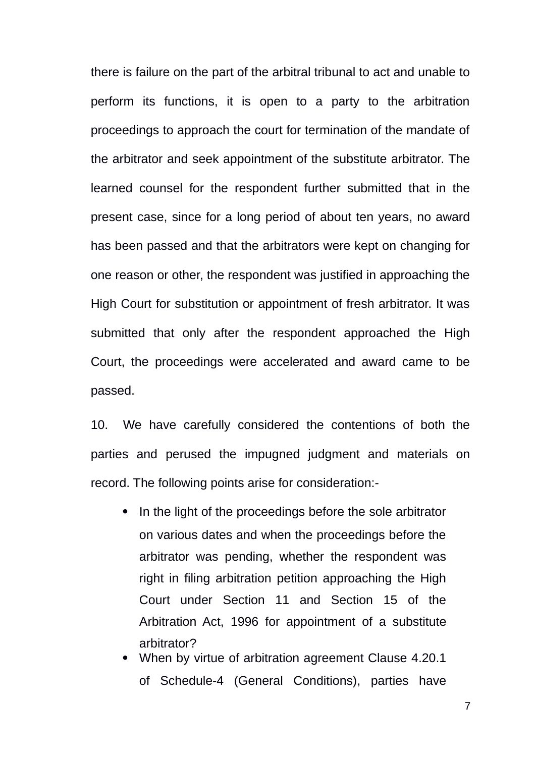there is failure on the part of the arbitral tribunal to act and unable to perform its functions, it is open to a party to the arbitration proceedings to approach the court for termination of the mandate of the arbitrator and seek appointment of the substitute arbitrator. The learned counsel for the respondent further submitted that in the present case, since for a long period of about ten years, no award has been passed and that the arbitrators were kept on changing for one reason or other, the respondent was justified in approaching the High Court for substitution or appointment of fresh arbitrator. It was submitted that only after the respondent approached the High Court, the proceedings were accelerated and award came to be passed.

10. We have carefully considered the contentions of both the parties and perused the impugned judgment and materials on record. The following points arise for consideration:-

- In the light of the proceedings before the sole arbitrator on various dates and when the proceedings before the arbitrator was pending, whether the respondent was right in filing arbitration petition approaching the High Court under Section 11 and Section 15 of the Arbitration Act, 1996 for appointment of a substitute arbitrator?
- When by virtue of arbitration agreement Clause 4.20.1 of Schedule-4 (General Conditions), parties have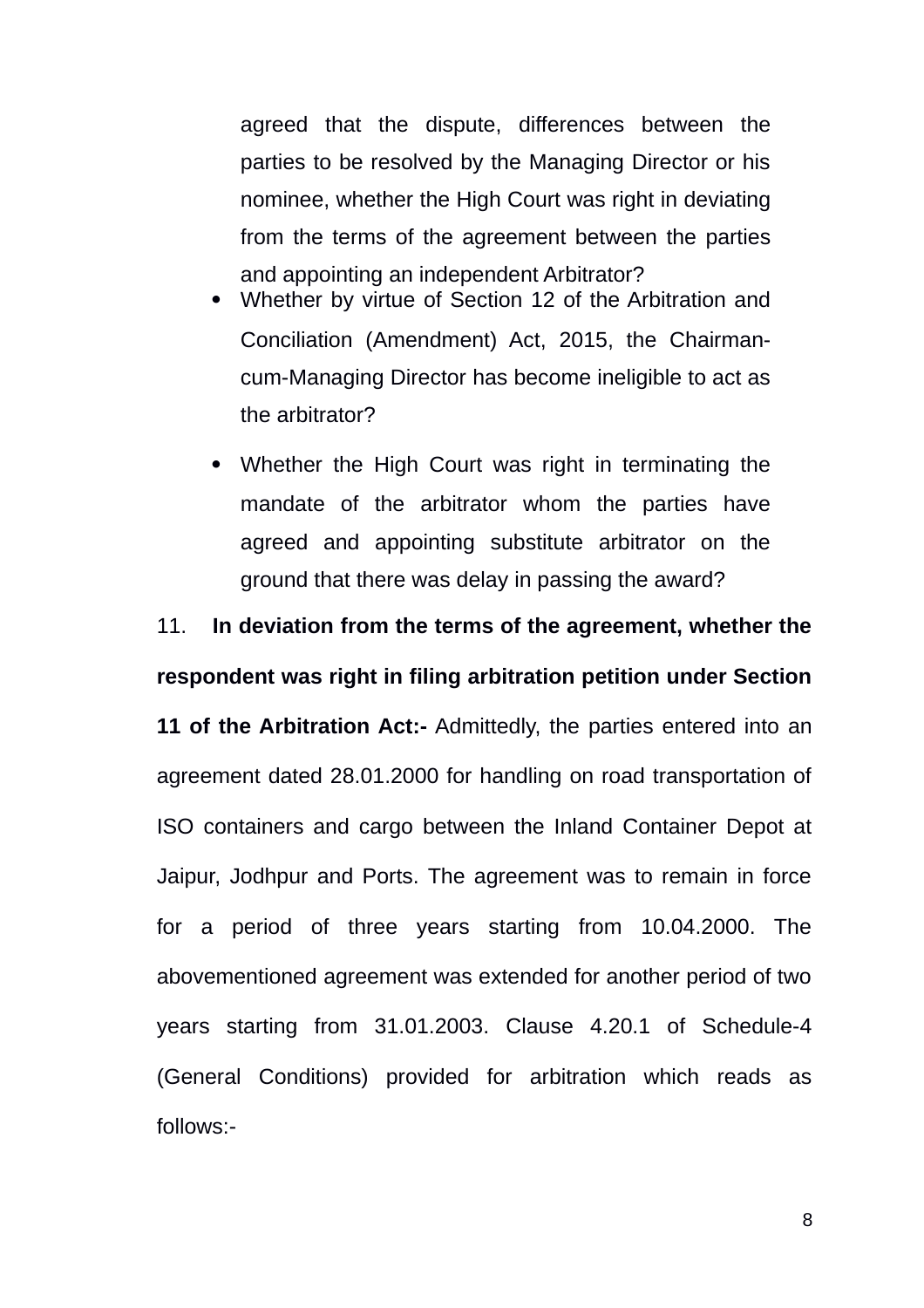agreed that the dispute, differences between the parties to be resolved by the Managing Director or his nominee, whether the High Court was right in deviating from the terms of the agreement between the parties and appointing an independent Arbitrator?

- Whether by virtue of Section 12 of the Arbitration and Conciliation (Amendment) Act, 2015, the Chairman-cum-Managing Director has become ineligible to act as the arbitrator?
- Whether the High Court was right in terminating the mandate of the arbitrator whom the parties have agreed and appointing substitute arbitrator on the ground that there was delay in passing the award?

11. **In deviation from the terms of the agreement, whether the respondent was right in filing arbitration petition under Section 11 of the Arbitration Act:-** Admittedly, the parties entered into an agreement dated 28.01.2000 for handling on road transportation of ISO containers and cargo between the Inland Container Depot at Jaipur, Jodhpur and Ports. The agreement was to remain in force for a period of three years starting from 10.04.2000. The abovementioned agreement was extended for another period of two years starting from 31.01.2003. Clause 4.20.1 of Schedule-4 (General Conditions) provided for arbitration which reads as follows:-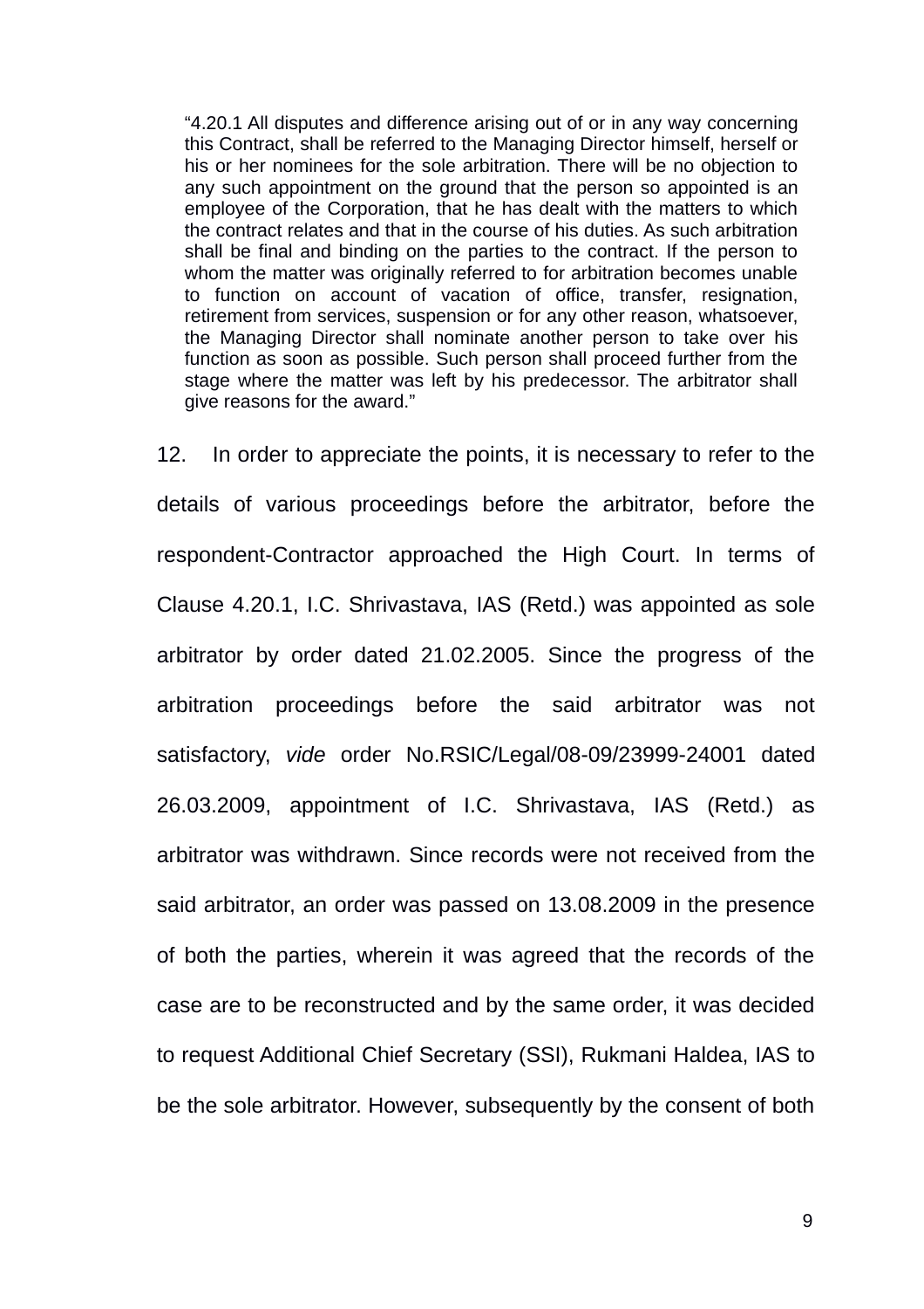> "4.20.1 All disputes and difference arising out of or in any way concerning this Contract, shall be referred to the Managing Director himself, herself or his or her nominees for the sole arbitration. There will be no objection to any such appointment on the ground that the person so appointed is an employee of the Corporation, that he has dealt with the matters to which the contract relates and that in the course of his duties. As such arbitration shall be final and binding on the parties to the contract. If the person to whom the matter was originally referred to for arbitration becomes unable to function on account of vacation of office, transfer, resignation, retirement from services, suspension or for any other reason, whatsoever, the Managing Director shall nominate another person to take over his function as soon as possible. Such person shall proceed further from the stage where the matter was left by his predecessor. The arbitrator shall give reasons for the award."

12. In order to appreciate the points, it is necessary to refer to the details of various proceedings before the arbitrator, before the respondent-Contractor approached the High Court. In terms of Clause 4.20.1, I.C. Shrivastava, IAS (Retd.) was appointed as sole arbitrator by order dated 21.02.2005. Since the progress of the arbitration proceedings before the said arbitrator was not satisfactory, *vide* order No.RSIC/Legal/08-09/23999-24001 dated 26.03.2009, appointment of I.C. Shrivastava, IAS (Retd.) as arbitrator was withdrawn. Since records were not received from the said arbitrator, an order was passed on 13.08.2009 in the presence of both the parties, wherein it was agreed that the records of the case are to be reconstructed and by the same order, it was decided to request Additional Chief Secretary (SSI), Rukmani Haldea, IAS to be the sole arbitrator. However, subsequently by the consent of both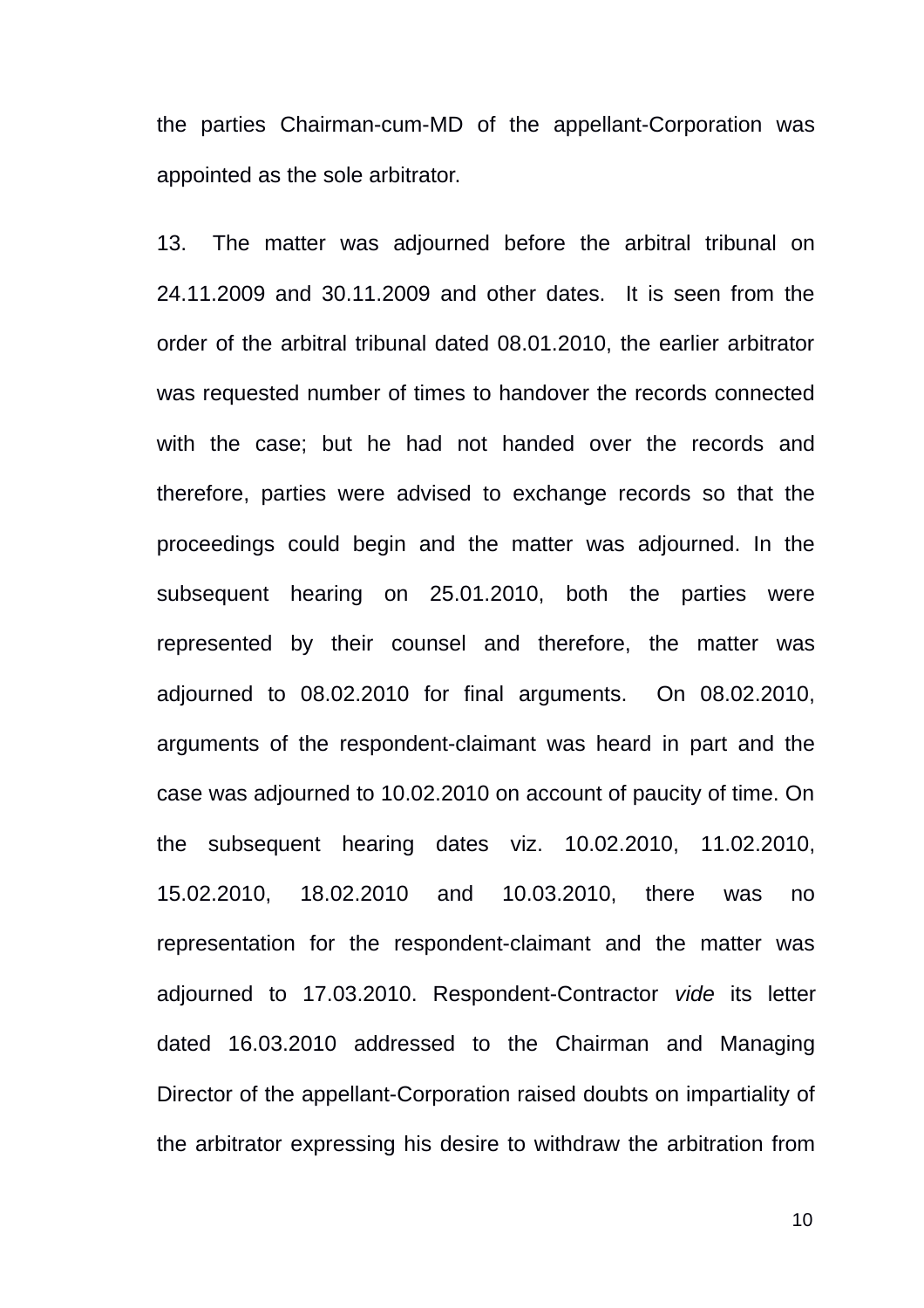the parties Chairman-cum-MD of the appellant-Corporation was appointed as the sole arbitrator.

13. The matter was adjourned before the arbitral tribunal on 24.11.2009 and 30.11.2009 and other dates. It is seen from the order of the arbitral tribunal dated 08.01.2010, the earlier arbitrator was requested number of times to handover the records connected with the case; but he had not handed over the records and therefore, parties were advised to exchange records so that the proceedings could begin and the matter was adjourned. In the subsequent hearing on 25.01.2010, both the parties were represented by their counsel and therefore, the matter was adjourned to 08.02.2010 for final arguments. On 08.02.2010, arguments of the respondent-claimant was heard in part and the case was adjourned to 10.02.2010 on account of paucity of time. On the subsequent hearing dates viz. 10.02.2010, 11.02.2010, 15.02.2010, 18.02.2010 and 10.03.2010, there was no representation for the respondent-claimant and the matter was adjourned to 17.03.2010. Respondent-Contractor *vide* its letter dated 16.03.2010 addressed to the Chairman and Managing Director of the appellant-Corporation raised doubts on impartiality of the arbitrator expressing his desire to withdraw the arbitration from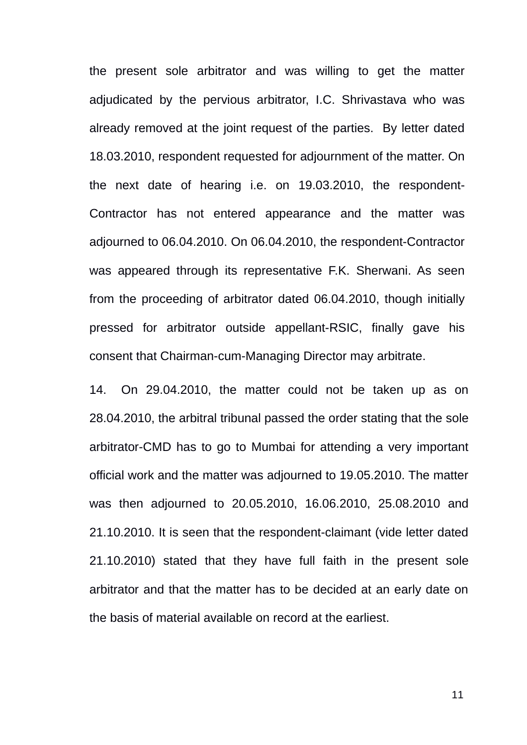the present sole arbitrator and was willing to get the matter adjudicated by the pervious arbitrator, I.C. Shrivastava who was already removed at the joint request of the parties. By letter dated 18.03.2010, respondent requested for adjournment of the matter. On the next date of hearing i.e. on 19.03.2010, the respondent-Contractor has not entered appearance and the matter was adjourned to 06.04.2010. On 06.04.2010, the respondent-Contractor was appeared through its representative F.K. Sherwani. As seen from the proceeding of arbitrator dated 06.04.2010, though initially pressed for arbitrator outside appellant-RSIC, finally gave his consent that Chairman-cum-Managing Director may arbitrate.

14. On 29.04.2010, the matter could not be taken up as on 28.04.2010, the arbitral tribunal passed the order stating that the sole arbitrator-CMD has to go to Mumbai for attending a very important official work and the matter was adjourned to 19.05.2010. The matter was then adjourned to 20.05.2010, 16.06.2010, 25.08.2010 and 21.10.2010. It is seen that the respondent-claimant (vide letter dated 21.10.2010) stated that they have full faith in the present sole arbitrator and that the matter has to be decided at an early date on the basis of material available on record at the earliest.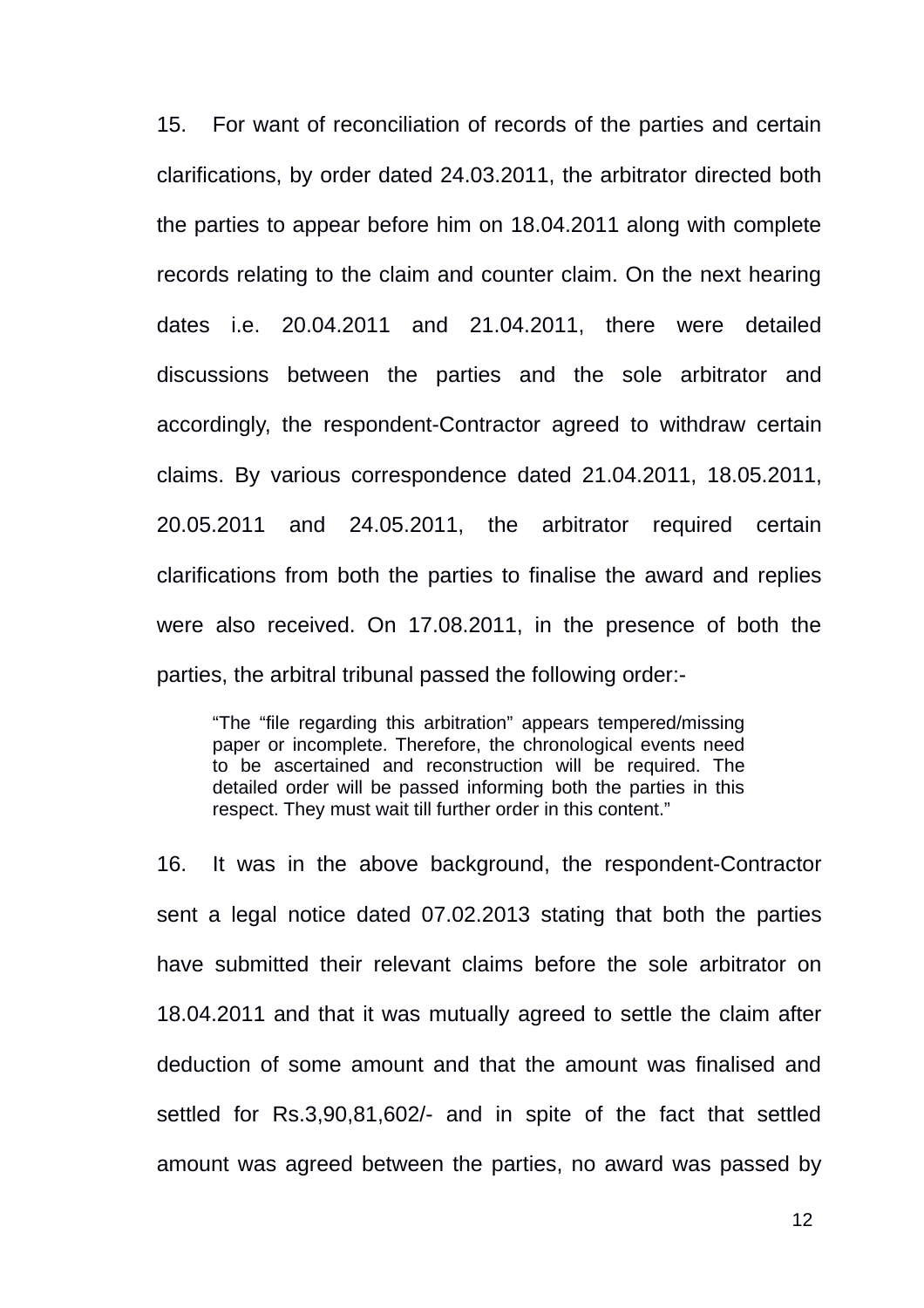15. For want of reconciliation of records of the parties and certain clarifications, by order dated 24.03.2011, the arbitrator directed both the parties to appear before him on 18.04.2011 along with complete records relating to the claim and counter claim. On the next hearing dates i.e. 20.04.2011 and 21.04.2011, there were detailed discussions between the parties and the sole arbitrator and accordingly, the respondent-Contractor agreed to withdraw certain claims. By various correspondence dated 21.04.2011, 18.05.2011, 20.05.2011 and 24.05.2011, the arbitrator required certain clarifications from both the parties to finalise the award and replies were also received. On 17.08.2011, in the presence of both the parties, the arbitral tribunal passed the following order:-

> "The "file regarding this arbitration" appears tempered/missing paper or incomplete. Therefore, the chronological events need to be ascertained and reconstruction will be required. The detailed order will be passed informing both the parties in this respect. They must wait till further order in this content."

16. It was in the above background, the respondent-Contractor sent a legal notice dated 07.02.2013 stating that both the parties have submitted their relevant claims before the sole arbitrator on 18.04.2011 and that it was mutually agreed to settle the claim after deduction of some amount and that the amount was finalised and settled for Rs.3,90,81,602/- and in spite of the fact that settled amount was agreed between the parties, no award was passed by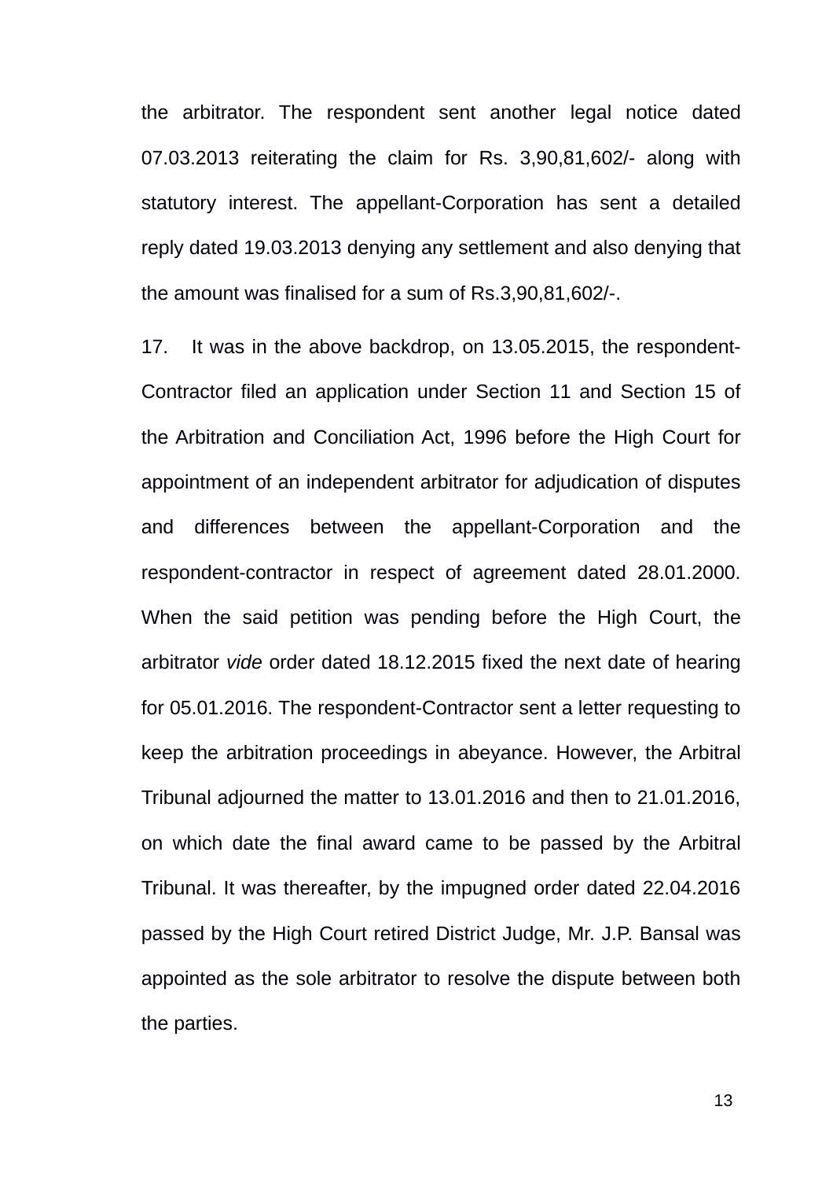the arbitrator. The respondent sent another legal notice dated 07.03.2013 reiterating the claim for Rs. 3,90,81,602/- along with statutory interest. The appellant-Corporation has sent a detailed reply dated 19.03.2013 denying any settlement and also denying that the amount was finalised for a sum of Rs.3,90,81,602/-.

17. It was in the above backdrop, on 13.05.2015, the respondent-Contractor filed an application under Section 11 and Section 15 of the Arbitration and Conciliation Act, 1996 before the High Court for appointment of an independent arbitrator for adjudication of disputes and differences between the appellant-Corporation and the respondent-contractor in respect of agreement dated 28.01.2000. When the said petition was pending before the High Court, the arbitrator *vide* order dated 18.12.2015 fixed the next date of hearing for 05.01.2016. The respondent-Contractor sent a letter requesting to keep the arbitration proceedings in abeyance. However, the Arbitral Tribunal adjourned the matter to 13.01.2016 and then to 21.01.2016, on which date the final award came to be passed by the Arbitral Tribunal. It was thereafter, by the impugned order dated 22.04.2016 passed by the High Court retired District Judge, Mr. J.P. Bansal was appointed as the sole arbitrator to resolve the dispute between both the parties.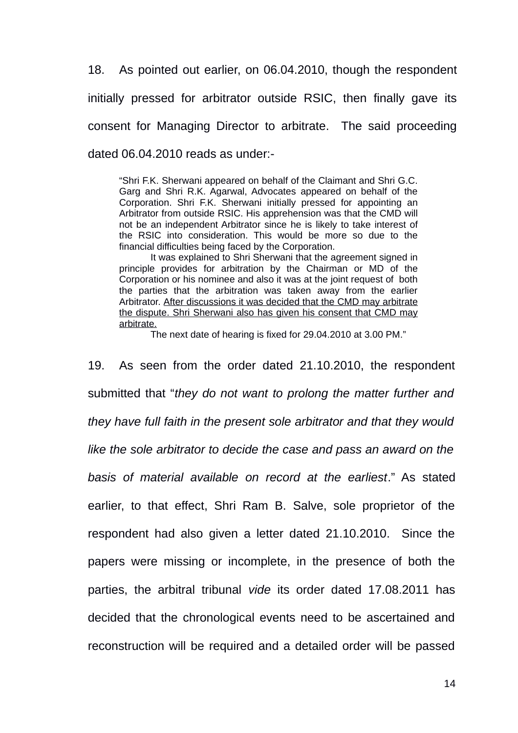18. As pointed out earlier, on 06.04.2010, though the respondent initially pressed for arbitrator outside RSIC, then finally gave its consent for Managing Director to arbitrate. The said proceeding dated 06.04.2010 reads as under:-

> "Shri F.K. Sherwani appeared on behalf of the Claimant and Shri G.C. Garg and Shri R.K. Agarwal, Advocates appeared on behalf of the Corporation. Shri F.K. Sherwani initially pressed for appointing an Arbitrator from outside RSIC. His apprehension was that the CMD will not be an independent Arbitrator since he is likely to take interest of the RSIC into consideration. This would be more so due to the financial difficulties being faced by the Corporation.
>
> It was explained to Shri Sherwani that the agreement signed in principle provides for arbitration by the Chairman or MD of the Corporation or his nominee and also it was at the joint request of both the parties that the arbitration was taken away from the earlier Arbitrator. <u>After discussions it was decided that the CMD may arbitrate the dispute. Shri Sherwani also has given his consent that CMD may arbitrate.</u>
>
> The next date of hearing is fixed for 29.04.2010 at 3.00 PM."

19. As seen from the order dated 21.10.2010, the respondent submitted that "*they do not want to prolong the matter further and they have full faith in the present sole arbitrator and that they would like the sole arbitrator to decide the case and pass an award on the basis of material available on record at the earliest*." As stated earlier, to that effect, Shri Ram B. Salve, sole proprietor of the respondent had also given a letter dated 21.10.2010. Since the papers were missing or incomplete, in the presence of both the parties, the arbitral tribunal *vide* its order dated 17.08.2011 has decided that the chronological events need to be ascertained and reconstruction will be required and a detailed order will be passed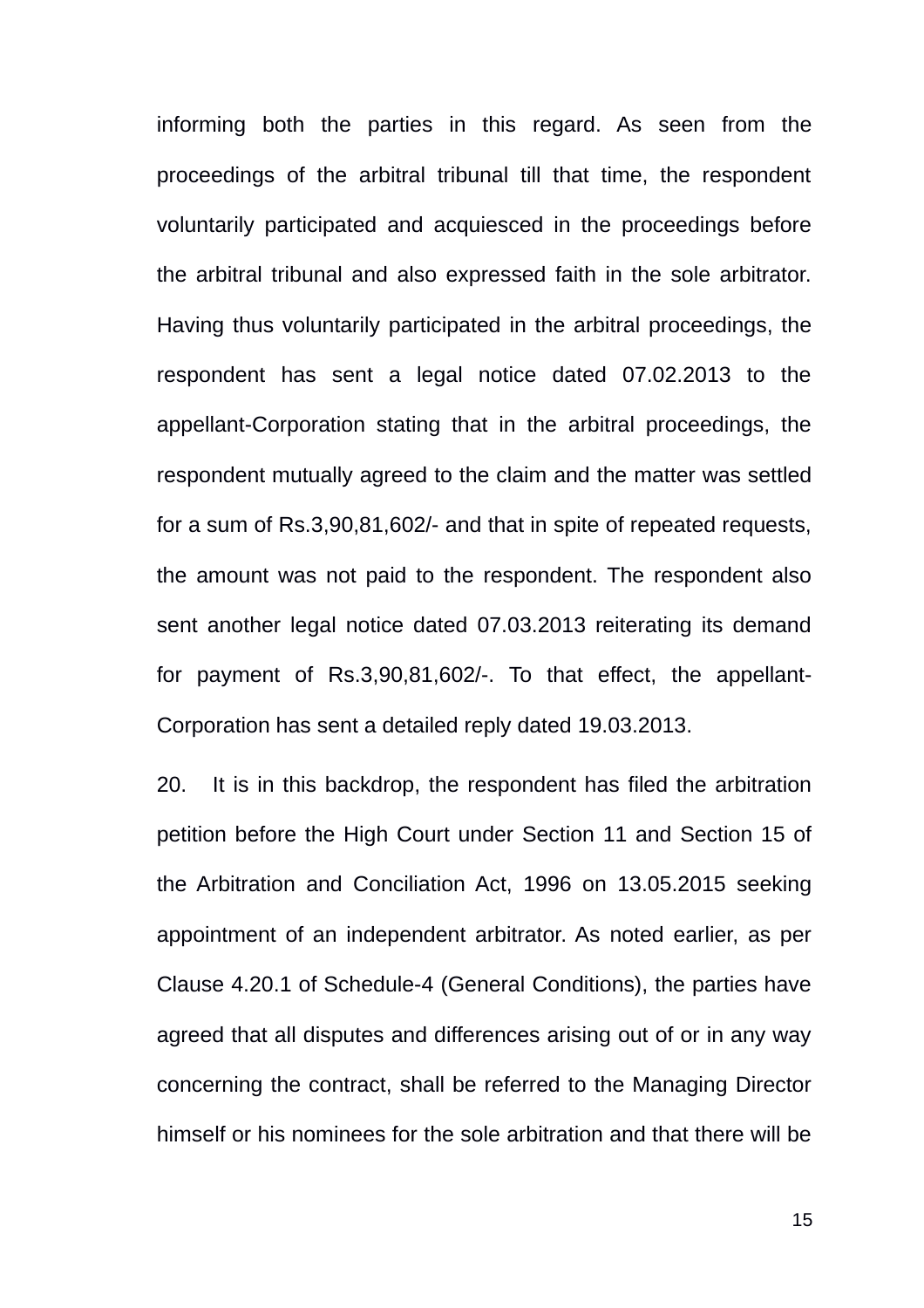informing both the parties in this regard. As seen from the proceedings of the arbitral tribunal till that time, the respondent voluntarily participated and acquiesced in the proceedings before the arbitral tribunal and also expressed faith in the sole arbitrator. Having thus voluntarily participated in the arbitral proceedings, the respondent has sent a legal notice dated 07.02.2013 to the appellant-Corporation stating that in the arbitral proceedings, the respondent mutually agreed to the claim and the matter was settled for a sum of Rs.3,90,81,602/- and that in spite of repeated requests, the amount was not paid to the respondent. The respondent also sent another legal notice dated 07.03.2013 reiterating its demand for payment of Rs.3,90,81,602/-. To that effect, the appellant-Corporation has sent a detailed reply dated 19.03.2013.

20. It is in this backdrop, the respondent has filed the arbitration petition before the High Court under Section 11 and Section 15 of the Arbitration and Conciliation Act, 1996 on 13.05.2015 seeking appointment of an independent arbitrator. As noted earlier, as per Clause 4.20.1 of Schedule-4 (General Conditions), the parties have agreed that all disputes and differences arising out of or in any way concerning the contract, shall be referred to the Managing Director himself or his nominees for the sole arbitration and that there will be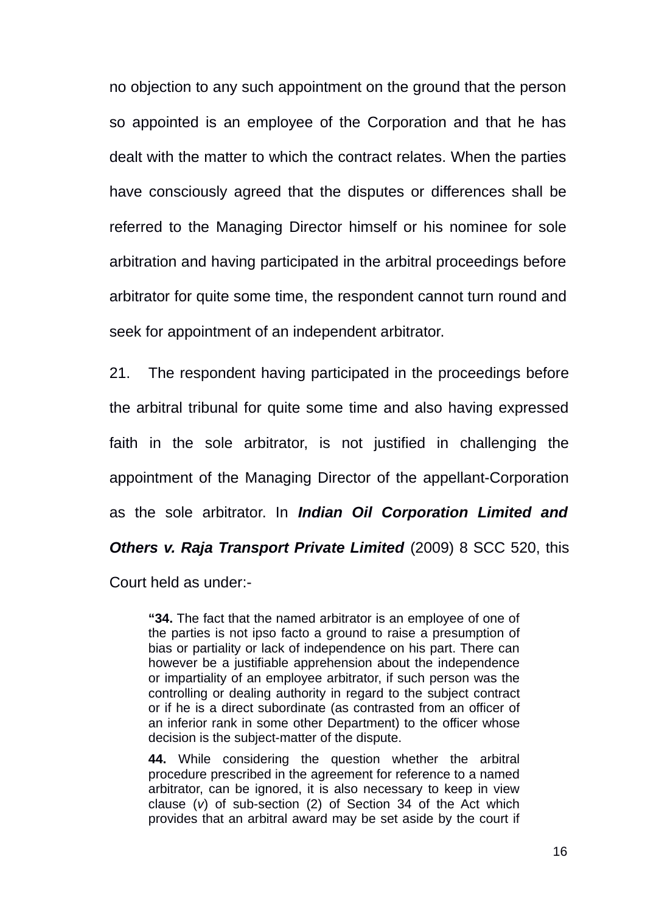no objection to any such appointment on the ground that the person so appointed is an employee of the Corporation and that he has dealt with the matter to which the contract relates. When the parties have consciously agreed that the disputes or differences shall be referred to the Managing Director himself or his nominee for sole arbitration and having participated in the arbitral proceedings before arbitrator for quite some time, the respondent cannot turn round and seek for appointment of an independent arbitrator.

21. The respondent having participated in the proceedings before the arbitral tribunal for quite some time and also having expressed faith in the sole arbitrator, is not justified in challenging the appointment of the Managing Director of the appellant-Corporation as the sole arbitrator. In ***Indian Oil Corporation Limited and Others v. Raja Transport Private Limited*** (2009) 8 SCC 520, this Court held as under:-

> "**34.** The fact that the named arbitrator is an employee of one of the parties is not ipso facto a ground to raise a presumption of bias or partiality or lack of independence on his part. There can however be a justifiable apprehension about the independence or impartiality of an employee arbitrator, if such person was the controlling or dealing authority in regard to the subject contract or if he is a direct subordinate (as contrasted from an officer of an inferior rank in some other Department) to the officer whose decision is the subject-matter of the dispute.
>
> **44.** While considering the question whether the arbitral procedure prescribed in the agreement for reference to a named arbitrator, can be ignored, it is also necessary to keep in view clause (*v*) of sub-section (2) of Section 34 of the Act which provides that an arbitral award may be set aside by the court if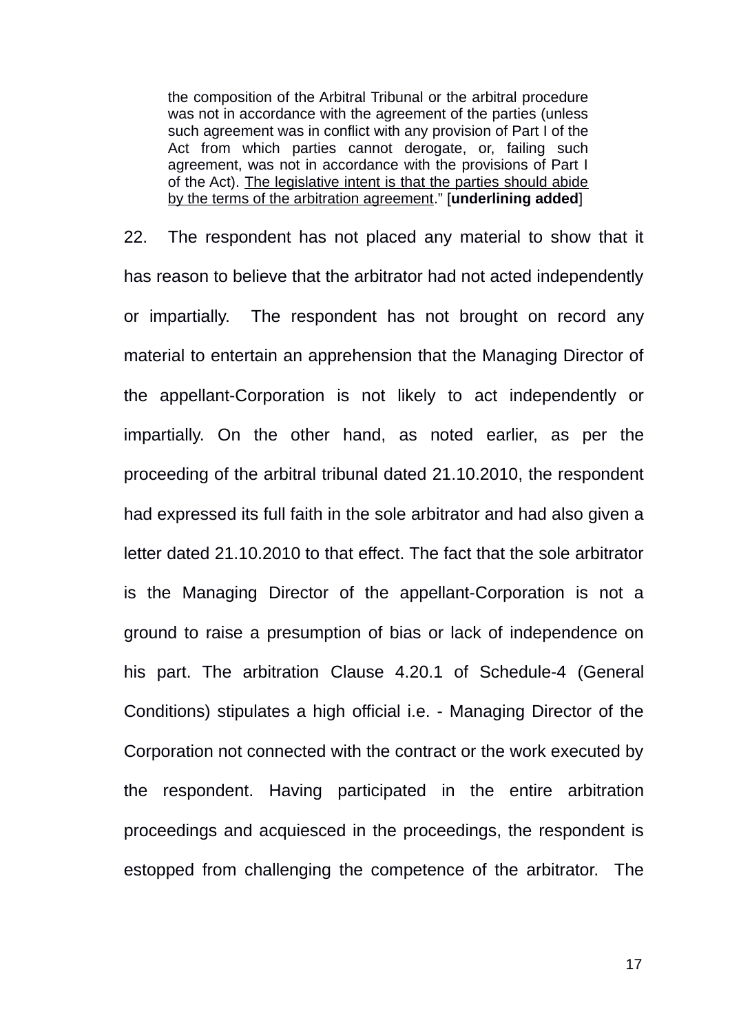> the composition of the Arbitral Tribunal or the arbitral procedure was not in accordance with the agreement of the parties (unless such agreement was in conflict with any provision of Part I of the Act from which parties cannot derogate, or, failing such agreement, was not in accordance with the provisions of Part I of the Act). <u>The legislative intent is that the parties should abide by the terms of the arbitration agreement</u>." [**underlining added**]

22. The respondent has not placed any material to show that it has reason to believe that the arbitrator had not acted independently or impartially. The respondent has not brought on record any material to entertain an apprehension that the Managing Director of the appellant-Corporation is not likely to act independently or impartially. On the other hand, as noted earlier, as per the proceeding of the arbitral tribunal dated 21.10.2010, the respondent had expressed its full faith in the sole arbitrator and had also given a letter dated 21.10.2010 to that effect. The fact that the sole arbitrator is the Managing Director of the appellant-Corporation is not a ground to raise a presumption of bias or lack of independence on his part. The arbitration Clause 4.20.1 of Schedule-4 (General Conditions) stipulates a high official i.e. - Managing Director of the Corporation not connected with the contract or the work executed by the respondent. Having participated in the entire arbitration proceedings and acquiesced in the proceedings, the respondent is estopped from challenging the competence of the arbitrator. The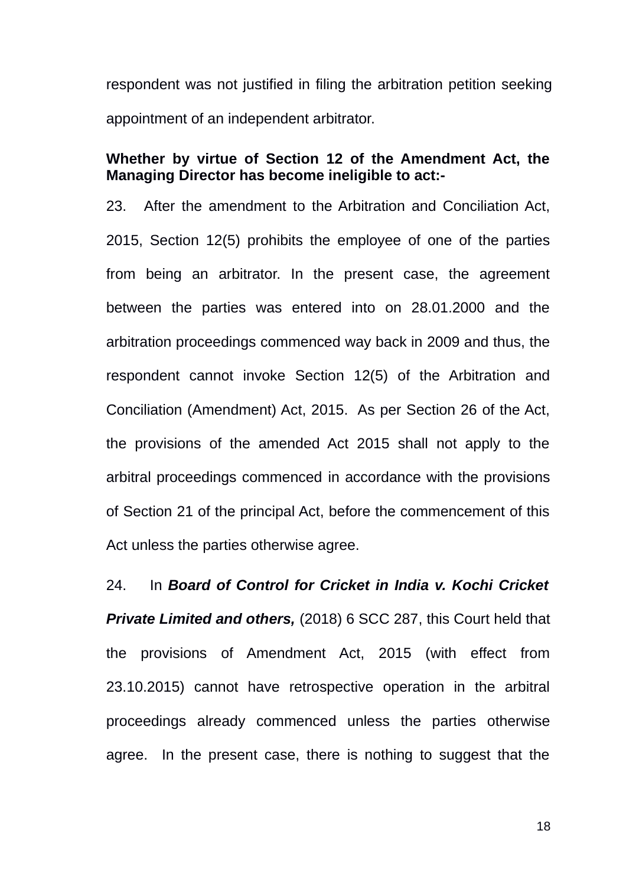respondent was not justified in filing the arbitration petition seeking appointment of an independent arbitrator.

**Whether by virtue of Section 12 of the Amendment Act, the Managing Director has become ineligible to act:-**

23. After the amendment to the Arbitration and Conciliation Act, 2015, Section 12(5) prohibits the employee of one of the parties from being an arbitrator. In the present case, the agreement between the parties was entered into on 28.01.2000 and the arbitration proceedings commenced way back in 2009 and thus, the respondent cannot invoke Section 12(5) of the Arbitration and Conciliation (Amendment) Act, 2015. As per Section 26 of the Act, the provisions of the amended Act 2015 shall not apply to the arbitral proceedings commenced in accordance with the provisions of Section 21 of the principal Act, before the commencement of this Act unless the parties otherwise agree.

24. In ***Board of Control for Cricket in India v. Kochi Cricket Private Limited and others,*** (2018) 6 SCC 287, this Court held that the provisions of Amendment Act, 2015 (with effect from 23.10.2015) cannot have retrospective operation in the arbitral proceedings already commenced unless the parties otherwise agree. In the present case, there is nothing to suggest that the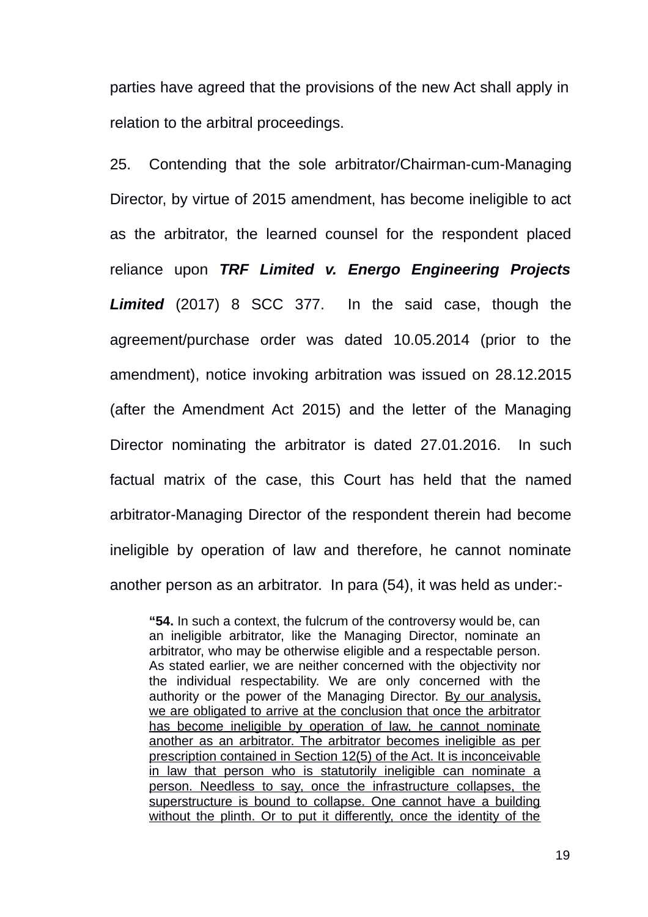parties have agreed that the provisions of the new Act shall apply in relation to the arbitral proceedings.

25. Contending that the sole arbitrator/Chairman-cum-Managing Director, by virtue of 2015 amendment, has become ineligible to act as the arbitrator, the learned counsel for the respondent placed reliance upon ***TRF Limited v. Energo Engineering Projects Limited*** (2017) 8 SCC 377. In the said case, though the agreement/purchase order was dated 10.05.2014 (prior to the amendment), notice invoking arbitration was issued on 28.12.2015 (after the Amendment Act 2015) and the letter of the Managing Director nominating the arbitrator is dated 27.01.2016. In such factual matrix of the case, this Court has held that the named arbitrator-Managing Director of the respondent therein had become ineligible by operation of law and therefore, he cannot nominate another person as an arbitrator. In para (54), it was held as under:-

> "**54.** In such a context, the fulcrum of the controversy would be, can an ineligible arbitrator, like the Managing Director, nominate an arbitrator, who may be otherwise eligible and a respectable person. As stated earlier, we are neither concerned with the objectivity nor the individual respectability. We are only concerned with the authority or the power of the Managing Director. <u>By our analysis, we are obligated to arrive at the conclusion that once the arbitrator has become ineligible by operation of law, he cannot nominate another as an arbitrator. The arbitrator becomes ineligible as per prescription contained in Section 12(5) of the Act. It is inconceivable in law that person who is statutorily ineligible can nominate a person. Needless to say, once the infrastructure collapses, the superstructure is bound to collapse. One cannot have a building without the plinth. Or to put it differently, once the identity of the</u>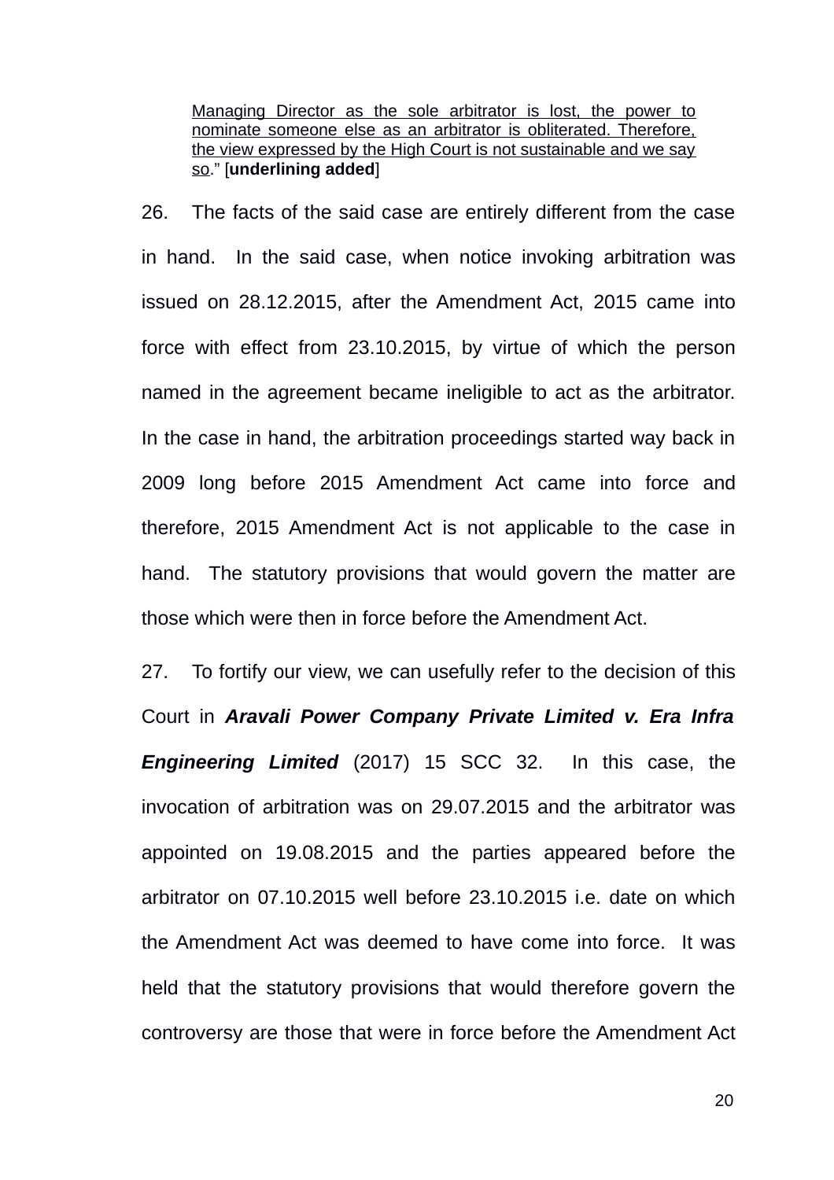> Managing Director as the sole arbitrator is lost, the power to nominate someone else as an arbitrator is obliterated. Therefore, the view expressed by the High Court is not sustainable and we say so." [**underlining added**]

26. The facts of the said case are entirely different from the case in hand. In the said case, when notice invoking arbitration was issued on 28.12.2015, after the Amendment Act, 2015 came into force with effect from 23.10.2015, by virtue of which the person named in the agreement became ineligible to act as the arbitrator. In the case in hand, the arbitration proceedings started way back in 2009 long before 2015 Amendment Act came into force and therefore, 2015 Amendment Act is not applicable to the case in hand. The statutory provisions that would govern the matter are those which were then in force before the Amendment Act.

27. To fortify our view, we can usefully refer to the decision of this Court in ***Aravali Power Company Private Limited v. Era Infra Engineering Limited*** (2017) 15 SCC 32. In this case, the invocation of arbitration was on 29.07.2015 and the arbitrator was appointed on 19.08.2015 and the parties appeared before the arbitrator on 07.10.2015 well before 23.10.2015 i.e. date on which the Amendment Act was deemed to have come into force. It was held that the statutory provisions that would therefore govern the controversy are those that were in force before the Amendment Act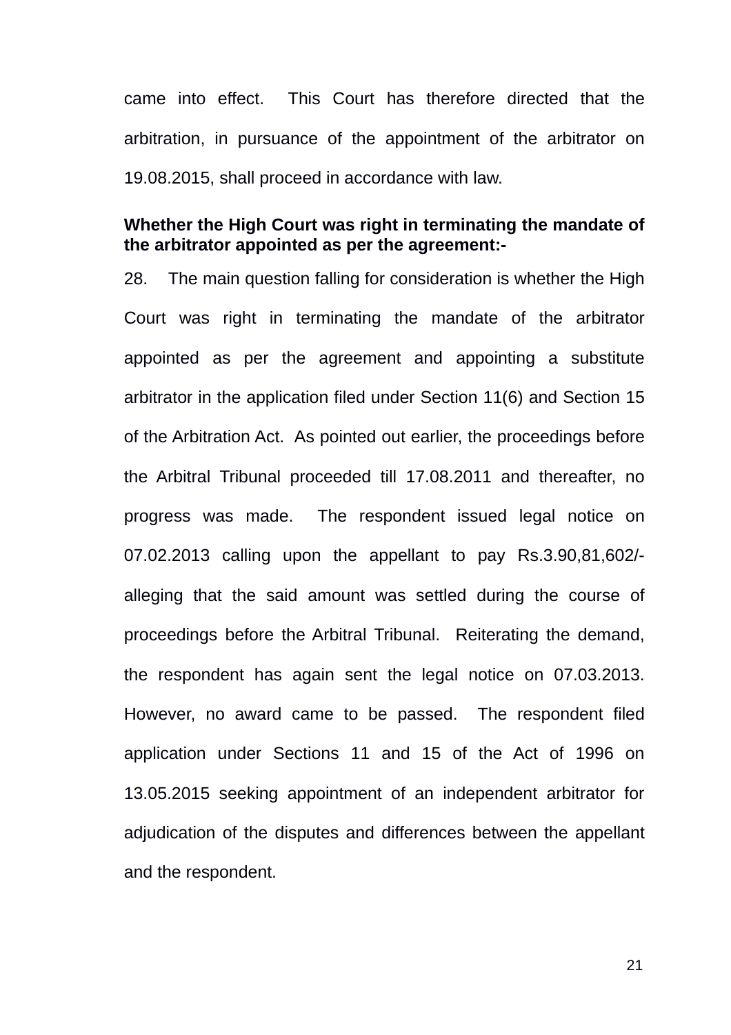came into effect. This Court has therefore directed that the arbitration, in pursuance of the appointment of the arbitrator on 19.08.2015, shall proceed in accordance with law.

**Whether the High Court was right in terminating the mandate of the arbitrator appointed as per the agreement:-**

28. The main question falling for consideration is whether the High Court was right in terminating the mandate of the arbitrator appointed as per the agreement and appointing a substitute arbitrator in the application filed under Section 11(6) and Section 15 of the Arbitration Act. As pointed out earlier, the proceedings before the Arbitral Tribunal proceeded till 17.08.2011 and thereafter, no progress was made. The respondent issued legal notice on 07.02.2013 calling upon the appellant to pay Rs.3.90,81,602/- alleging that the said amount was settled during the course of proceedings before the Arbitral Tribunal. Reiterating the demand, the respondent has again sent the legal notice on 07.03.2013. However, no award came to be passed. The respondent filed application under Sections 11 and 15 of the Act of 1996 on 13.05.2015 seeking appointment of an independent arbitrator for adjudication of the disputes and differences between the appellant and the respondent.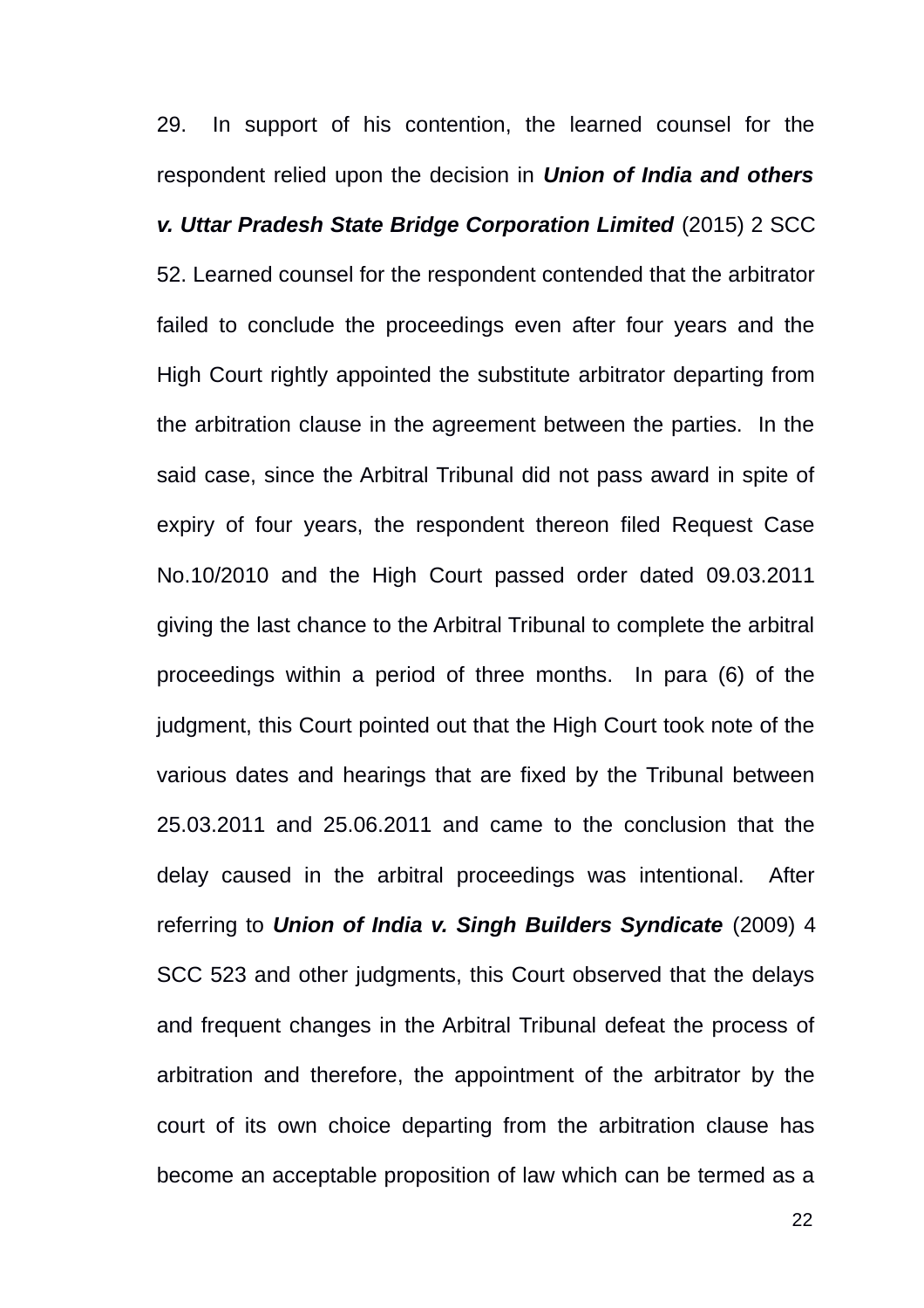29. In support of his contention, the learned counsel for the respondent relied upon the decision in ***Union of India and others v. Uttar Pradesh State Bridge Corporation Limited*** (2015) 2 SCC 52. Learned counsel for the respondent contended that the arbitrator failed to conclude the proceedings even after four years and the High Court rightly appointed the substitute arbitrator departing from the arbitration clause in the agreement between the parties. In the said case, since the Arbitral Tribunal did not pass award in spite of expiry of four years, the respondent thereon filed Request Case No.10/2010 and the High Court passed order dated 09.03.2011 giving the last chance to the Arbitral Tribunal to complete the arbitral proceedings within a period of three months. In para (6) of the judgment, this Court pointed out that the High Court took note of the various dates and hearings that are fixed by the Tribunal between 25.03.2011 and 25.06.2011 and came to the conclusion that the delay caused in the arbitral proceedings was intentional. After referring to ***Union of India v. Singh Builders Syndicate*** (2009) 4 SCC 523 and other judgments, this Court observed that the delays and frequent changes in the Arbitral Tribunal defeat the process of arbitration and therefore, the appointment of the arbitrator by the court of its own choice departing from the arbitration clause has become an acceptable proposition of law which can be termed as a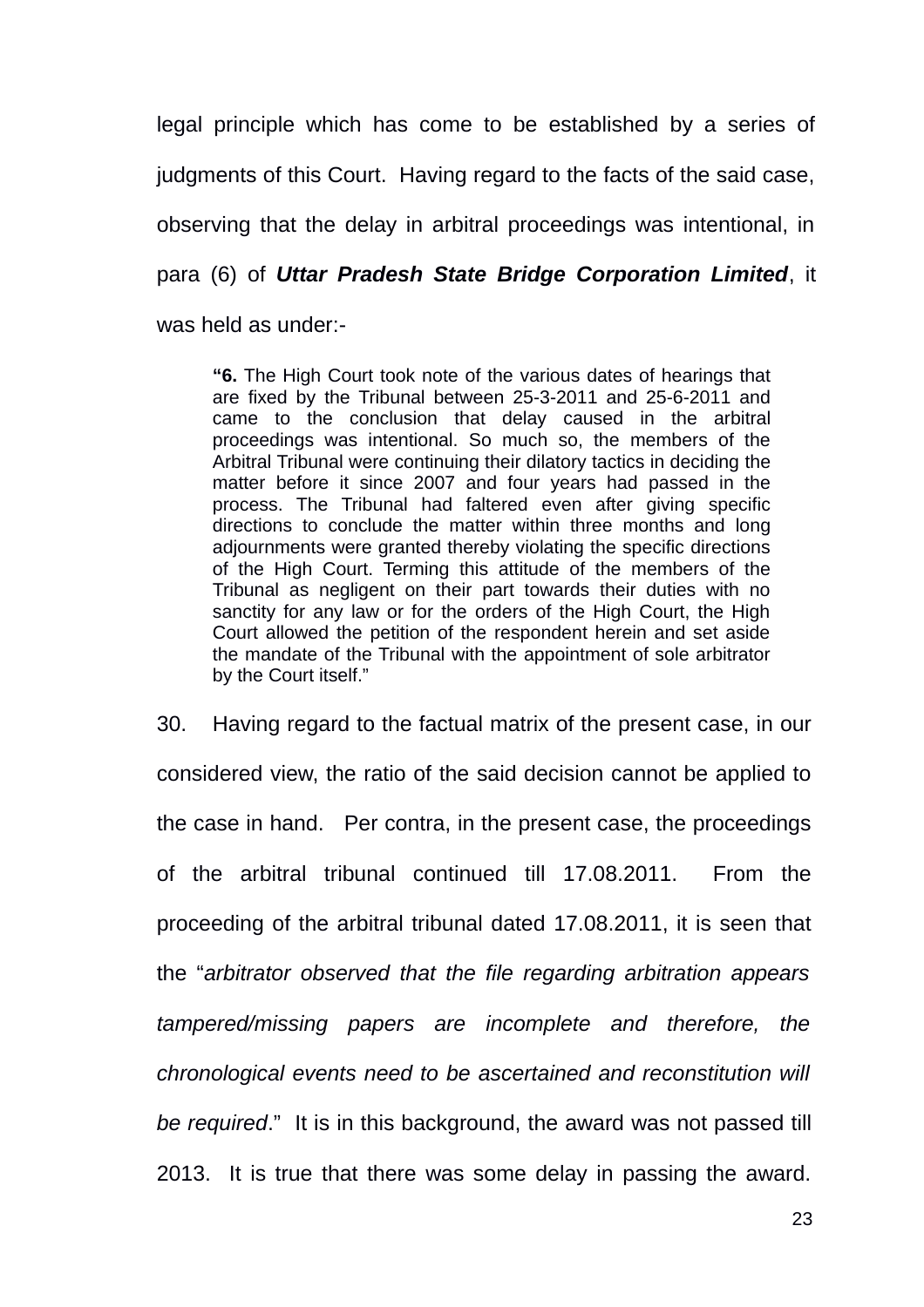legal principle which has come to be established by a series of judgments of this Court. Having regard to the facts of the said case, observing that the delay in arbitral proceedings was intentional, in para (6) of ***Uttar Pradesh State Bridge Corporation Limited***, it was held as under:-

> "**6.** The High Court took note of the various dates of hearings that are fixed by the Tribunal between 25-3-2011 and 25-6-2011 and came to the conclusion that delay caused in the arbitral proceedings was intentional. So much so, the members of the Arbitral Tribunal were continuing their dilatory tactics in deciding the matter before it since 2007 and four years had passed in the process. The Tribunal had faltered even after giving specific directions to conclude the matter within three months and long adjournments were granted thereby violating the specific directions of the High Court. Terming this attitude of the members of the Tribunal as negligent on their part towards their duties with no sanctity for any law or for the orders of the High Court, the High Court allowed the petition of the respondent herein and set aside the mandate of the Tribunal with the appointment of sole arbitrator by the Court itself."

30. Having regard to the factual matrix of the present case, in our considered view, the ratio of the said decision cannot be applied to the case in hand. Per contra, in the present case, the proceedings of the arbitral tribunal continued till 17.08.2011. From the proceeding of the arbitral tribunal dated 17.08.2011, it is seen that the "*arbitrator observed that the file regarding arbitration appears tampered/missing papers are incomplete and therefore, the chronological events need to be ascertained and reconstitution will be required*." It is in this background, the award was not passed till 2013. It is true that there was some delay in passing the award.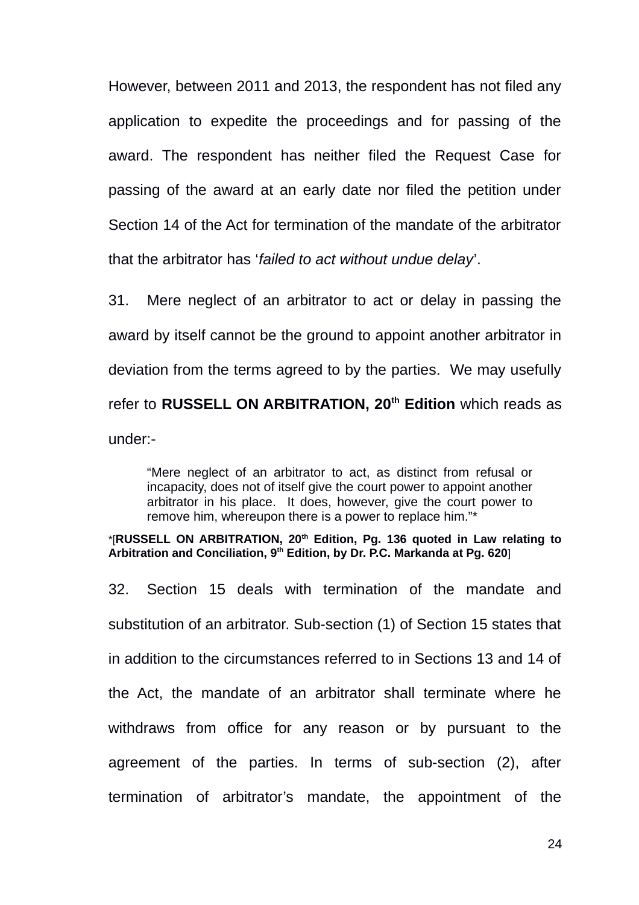However, between 2011 and 2013, the respondent has not filed any application to expedite the proceedings and for passing of the award. The respondent has neither filed the Request Case for passing of the award at an early date nor filed the petition under Section 14 of the Act for termination of the mandate of the arbitrator that the arbitrator has '*failed to act without undue delay*'.

31. Mere neglect of an arbitrator to act or delay in passing the award by itself cannot be the ground to appoint another arbitrator in deviation from the terms agreed to by the parties. We may usefully refer to **RUSSELL ON ARBITRATION, 20th Edition** which reads as under:-

> "Mere neglect of an arbitrator to act, as distinct from refusal or incapacity, does not of itself give the court power to appoint another arbitrator in his place. It does, however, give the court power to remove him, whereupon there is a power to replace him."*

*[**RUSSELL ON ARBITRATION, 20th Edition, Pg. 136 quoted in Law relating to Arbitration and Conciliation, 9th Edition, by Dr. P.C. Markanda at Pg. 620**]

32. Section 15 deals with termination of the mandate and substitution of an arbitrator. Sub-section (1) of Section 15 states that in addition to the circumstances referred to in Sections 13 and 14 of the Act, the mandate of an arbitrator shall terminate where he withdraws from office for any reason or by pursuant to the agreement of the parties. In terms of sub-section (2), after termination of arbitrator's mandate, the appointment of the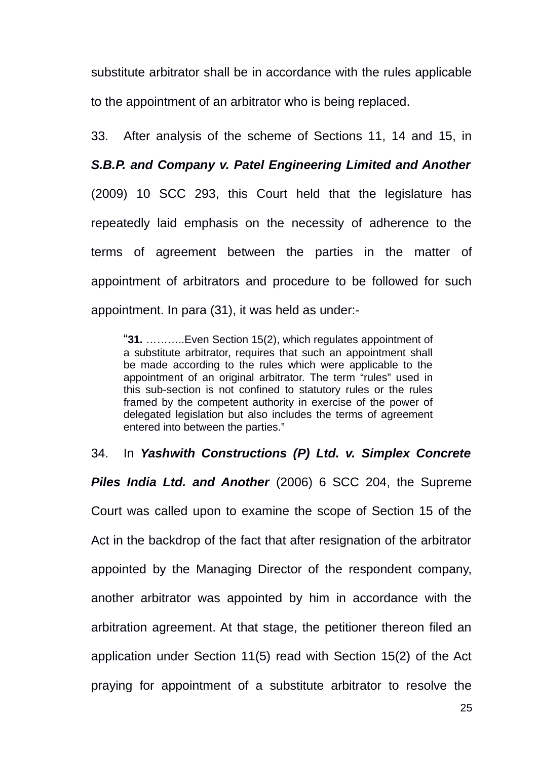substitute arbitrator shall be in accordance with the rules applicable to the appointment of an arbitrator who is being replaced.

33. After analysis of the scheme of Sections 11, 14 and 15, in ***S.B.P. and Company v. Patel Engineering Limited and Another*** (2009) 10 SCC 293, this Court held that the legislature has repeatedly laid emphasis on the necessity of adherence to the terms of agreement between the parties in the matter of appointment of arbitrators and procedure to be followed for such appointment. In para (31), it was held as under:-

> "**31.** ………..Even Section 15(2), which regulates appointment of a substitute arbitrator, requires that such an appointment shall be made according to the rules which were applicable to the appointment of an original arbitrator. The term "rules" used in this sub-section is not confined to statutory rules or the rules framed by the competent authority in exercise of the power of delegated legislation but also includes the terms of agreement entered into between the parties."

34. In ***Yashwith Constructions (P) Ltd. v. Simplex Concrete Piles India Ltd. and Another*** (2006) 6 SCC 204, the Supreme Court was called upon to examine the scope of Section 15 of the Act in the backdrop of the fact that after resignation of the arbitrator appointed by the Managing Director of the respondent company, another arbitrator was appointed by him in accordance with the arbitration agreement. At that stage, the petitioner thereon filed an application under Section 11(5) read with Section 15(2) of the Act praying for appointment of a substitute arbitrator to resolve the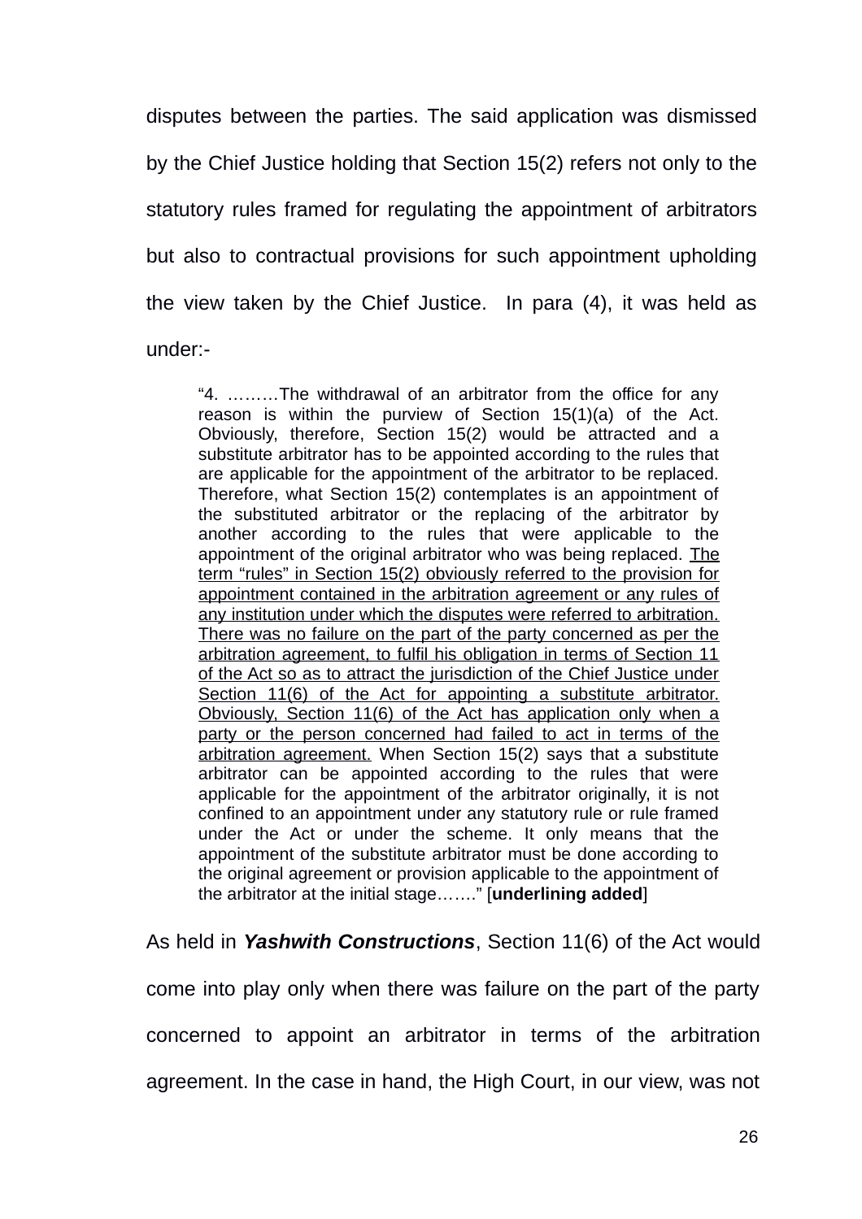disputes between the parties. The said application was dismissed by the Chief Justice holding that Section 15(2) refers not only to the statutory rules framed for regulating the appointment of arbitrators but also to contractual provisions for such appointment upholding the view taken by the Chief Justice. In para (4), it was held as under:-

> "4. ………The withdrawal of an arbitrator from the office for any reason is within the purview of Section 15(1)(a) of the Act. Obviously, therefore, Section 15(2) would be attracted and a substitute arbitrator has to be appointed according to the rules that are applicable for the appointment of the arbitrator to be replaced. Therefore, what Section 15(2) contemplates is an appointment of the substituted arbitrator or the replacing of the arbitrator by another according to the rules that were applicable to the appointment of the original arbitrator who was being replaced. <u>The term "rules" in Section 15(2) obviously referred to the provision for appointment contained in the arbitration agreement or any rules of any institution under which the disputes were referred to arbitration. There was no failure on the part of the party concerned as per the arbitration agreement, to fulfil his obligation in terms of Section 11 of the Act so as to attract the jurisdiction of the Chief Justice under Section 11(6) of the Act for appointing a substitute arbitrator. Obviously, Section 11(6) of the Act has application only when a party or the person concerned had failed to act in terms of the arbitration agreement.</u> When Section 15(2) says that a substitute arbitrator can be appointed according to the rules that were applicable for the appointment of the arbitrator originally, it is not confined to an appointment under any statutory rule or rule framed under the Act or under the scheme. It only means that the appointment of the substitute arbitrator must be done according to the original agreement or provision applicable to the appointment of the arbitrator at the initial stage……" [**underlining added**]

As held in ***Yashwith Constructions***, Section 11(6) of the Act would come into play only when there was failure on the part of the party concerned to appoint an arbitrator in terms of the arbitration agreement. In the case in hand, the High Court, in our view, was not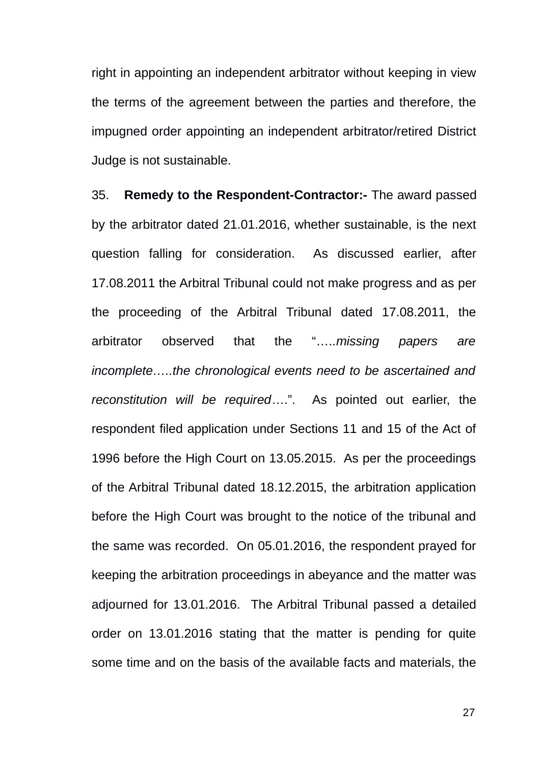right in appointing an independent arbitrator without keeping in view the terms of the agreement between the parties and therefore, the impugned order appointing an independent arbitrator/retired District Judge is not sustainable.

35. **Remedy to the Respondent-Contractor:-** The award passed by the arbitrator dated 21.01.2016, whether sustainable, is the next question falling for consideration. As discussed earlier, after 17.08.2011 the Arbitral Tribunal could not make progress and as per the proceeding of the Arbitral Tribunal dated 17.08.2011, the arbitrator observed that the "…..*missing papers are incomplete…..the chronological events need to be ascertained and reconstitution will be required*….". As pointed out earlier, the respondent filed application under Sections 11 and 15 of the Act of 1996 before the High Court on 13.05.2015. As per the proceedings of the Arbitral Tribunal dated 18.12.2015, the arbitration application before the High Court was brought to the notice of the tribunal and the same was recorded. On 05.01.2016, the respondent prayed for keeping the arbitration proceedings in abeyance and the matter was adjourned for 13.01.2016. The Arbitral Tribunal passed a detailed order on 13.01.2016 stating that the matter is pending for quite some time and on the basis of the available facts and materials, the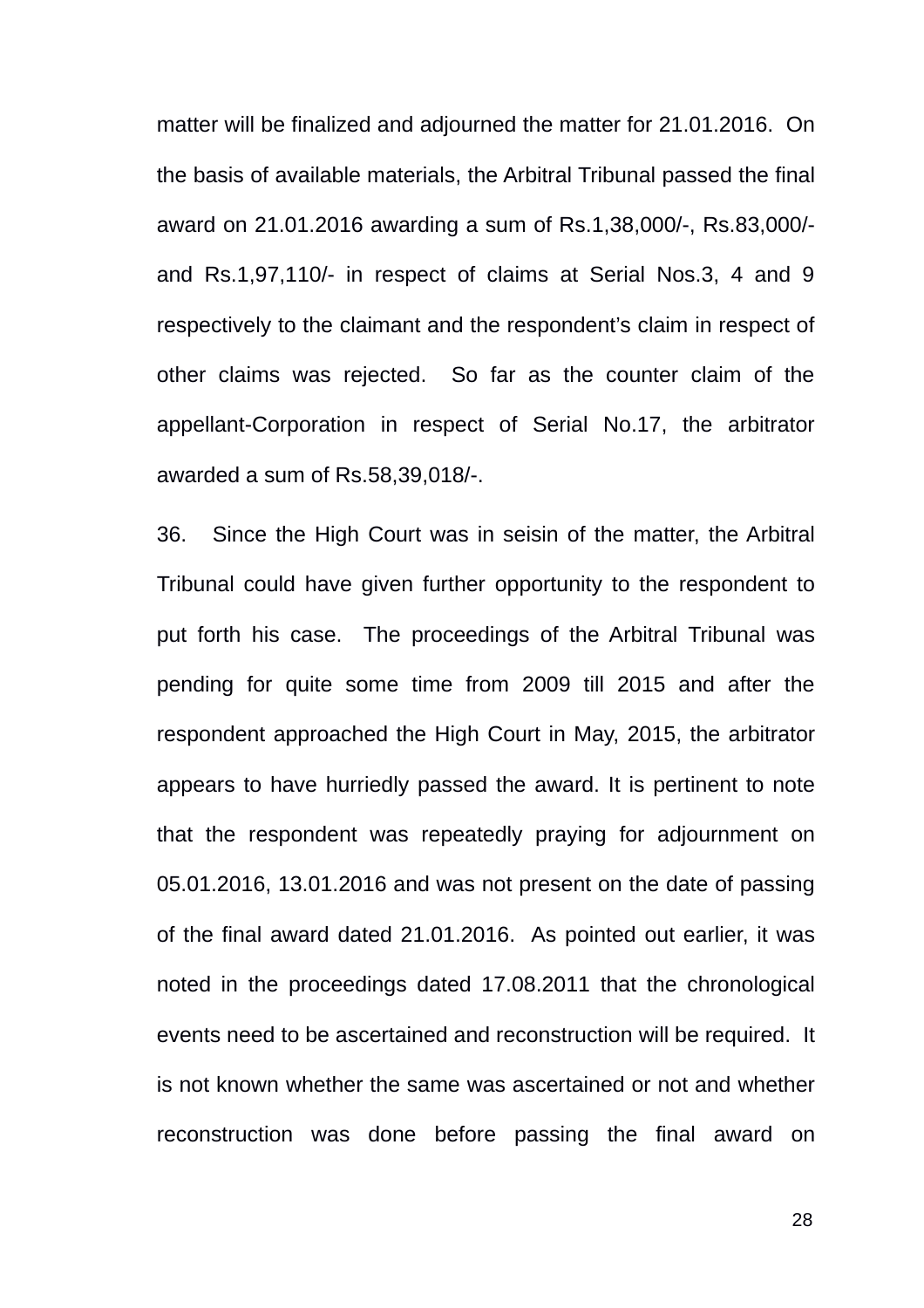matter will be finalized and adjourned the matter for 21.01.2016. On the basis of available materials, the Arbitral Tribunal passed the final award on 21.01.2016 awarding a sum of Rs.1,38,000/-, Rs.83,000/- and Rs.1,97,110/- in respect of claims at Serial Nos.3, 4 and 9 respectively to the claimant and the respondent's claim in respect of other claims was rejected. So far as the counter claim of the appellant-Corporation in respect of Serial No.17, the arbitrator awarded a sum of Rs.58,39,018/-.

36. Since the High Court was in seisin of the matter, the Arbitral Tribunal could have given further opportunity to the respondent to put forth his case. The proceedings of the Arbitral Tribunal was pending for quite some time from 2009 till 2015 and after the respondent approached the High Court in May, 2015, the arbitrator appears to have hurriedly passed the award. It is pertinent to note that the respondent was repeatedly praying for adjournment on 05.01.2016, 13.01.2016 and was not present on the date of passing of the final award dated 21.01.2016. As pointed out earlier, it was noted in the proceedings dated 17.08.2011 that the chronological events need to be ascertained and reconstruction will be required. It is not known whether the same was ascertained or not and whether reconstruction was done before passing the final award on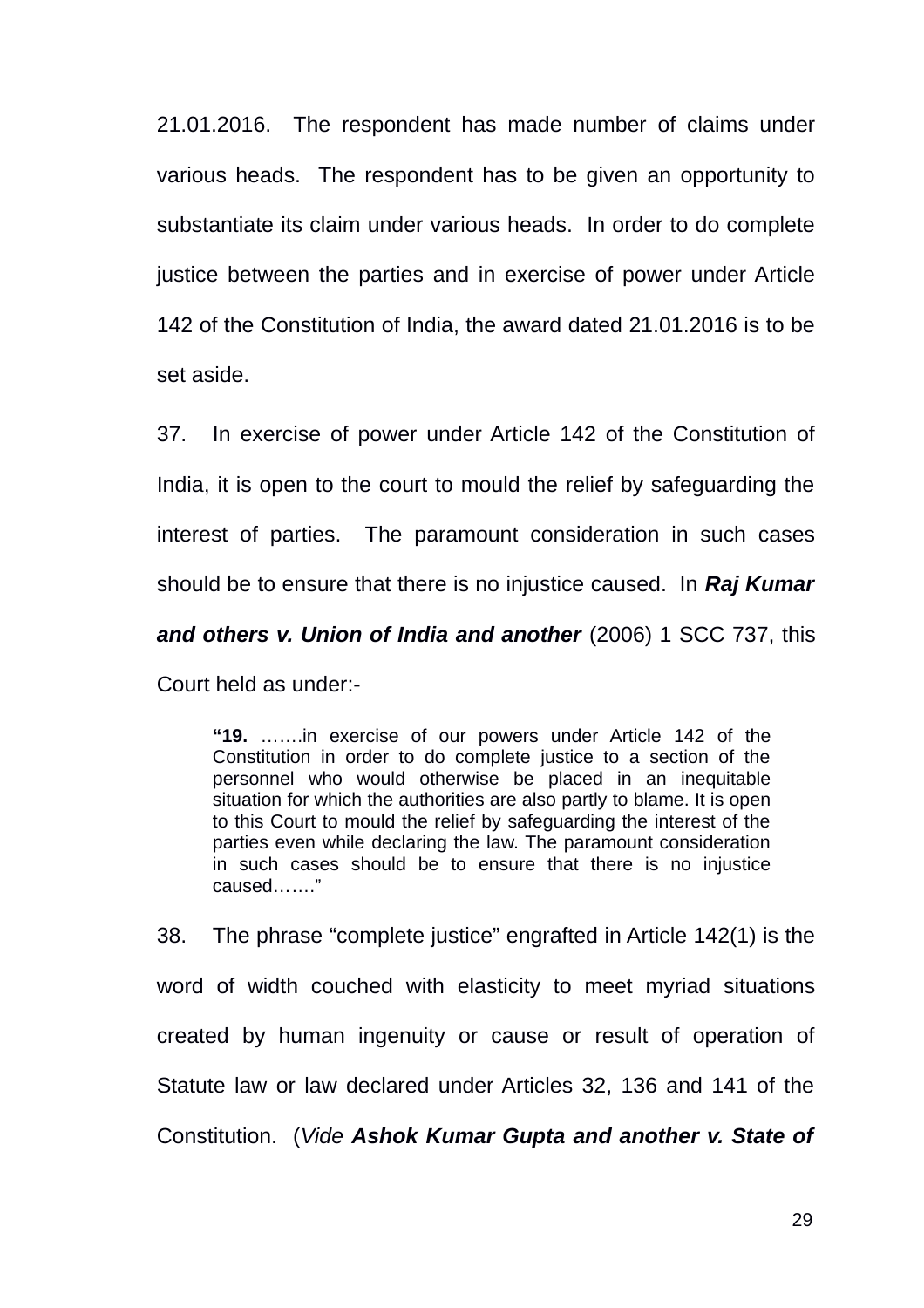21.01.2016. The respondent has made number of claims under various heads. The respondent has to be given an opportunity to substantiate its claim under various heads. In order to do complete justice between the parties and in exercise of power under Article 142 of the Constitution of India, the award dated 21.01.2016 is to be set aside.

37. In exercise of power under Article 142 of the Constitution of India, it is open to the court to mould the relief by safeguarding the interest of parties. The paramount consideration in such cases should be to ensure that there is no injustice caused. In ***Raj Kumar and others v. Union of India and another*** (2006) 1 SCC 737, this Court held as under:-

> **"19.** …….in exercise of our powers under Article 142 of the Constitution in order to do complete justice to a section of the personnel who would otherwise be placed in an inequitable situation for which the authorities are also partly to blame. It is open to this Court to mould the relief by safeguarding the interest of the parties even while declaring the law. The paramount consideration in such cases should be to ensure that there is no injustice caused……"

38. The phrase "complete justice" engrafted in Article 142(1) is the word of width couched with elasticity to meet myriad situations created by human ingenuity or cause or result of operation of Statute law or law declared under Articles 32, 136 and 141 of the Constitution. (*Vide* ***Ashok Kumar Gupta and another v. State of***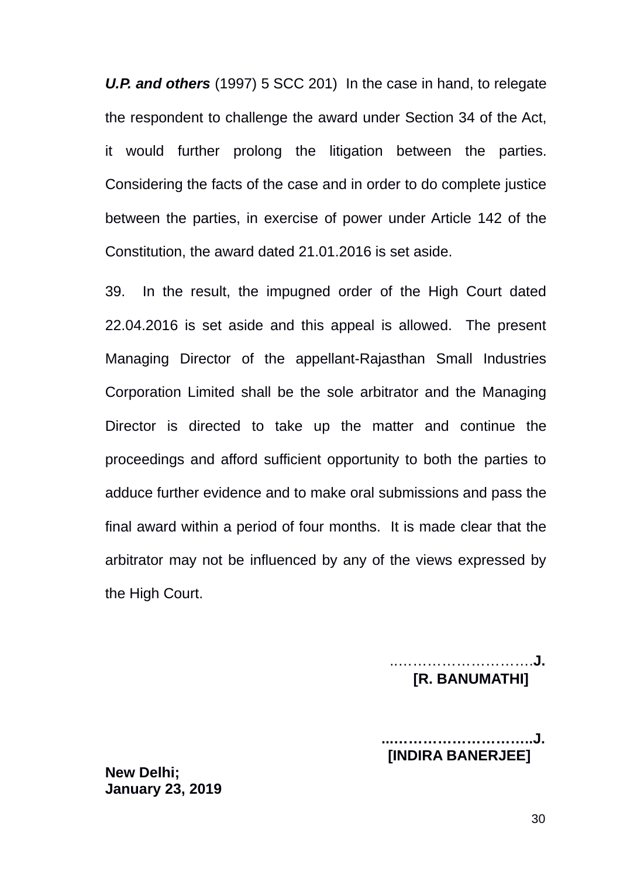***U.P. and others*** (1997) 5 SCC 201) In the case in hand, to relegate the respondent to challenge the award under Section 34 of the Act, it would further prolong the litigation between the parties. Considering the facts of the case and in order to do complete justice between the parties, in exercise of power under Article 142 of the Constitution, the award dated 21.01.2016 is set aside.

39. In the result, the impugned order of the High Court dated 22.04.2016 is set aside and this appeal is allowed. The present Managing Director of the appellant-Rajasthan Small Industries Corporation Limited shall be the sole arbitrator and the Managing Director is directed to take up the matter and continue the proceedings and afford sufficient opportunity to both the parties to adduce further evidence and to make oral submissions and pass the final award within a period of four months. It is made clear that the arbitrator may not be influenced by any of the views expressed by the High Court.

…………………………**J.**
**[R. BANUMATHI]**

…..……………………..**J.**
**[INDIRA BANERJEE]**

**New Delhi;**
**January 23, 2019**